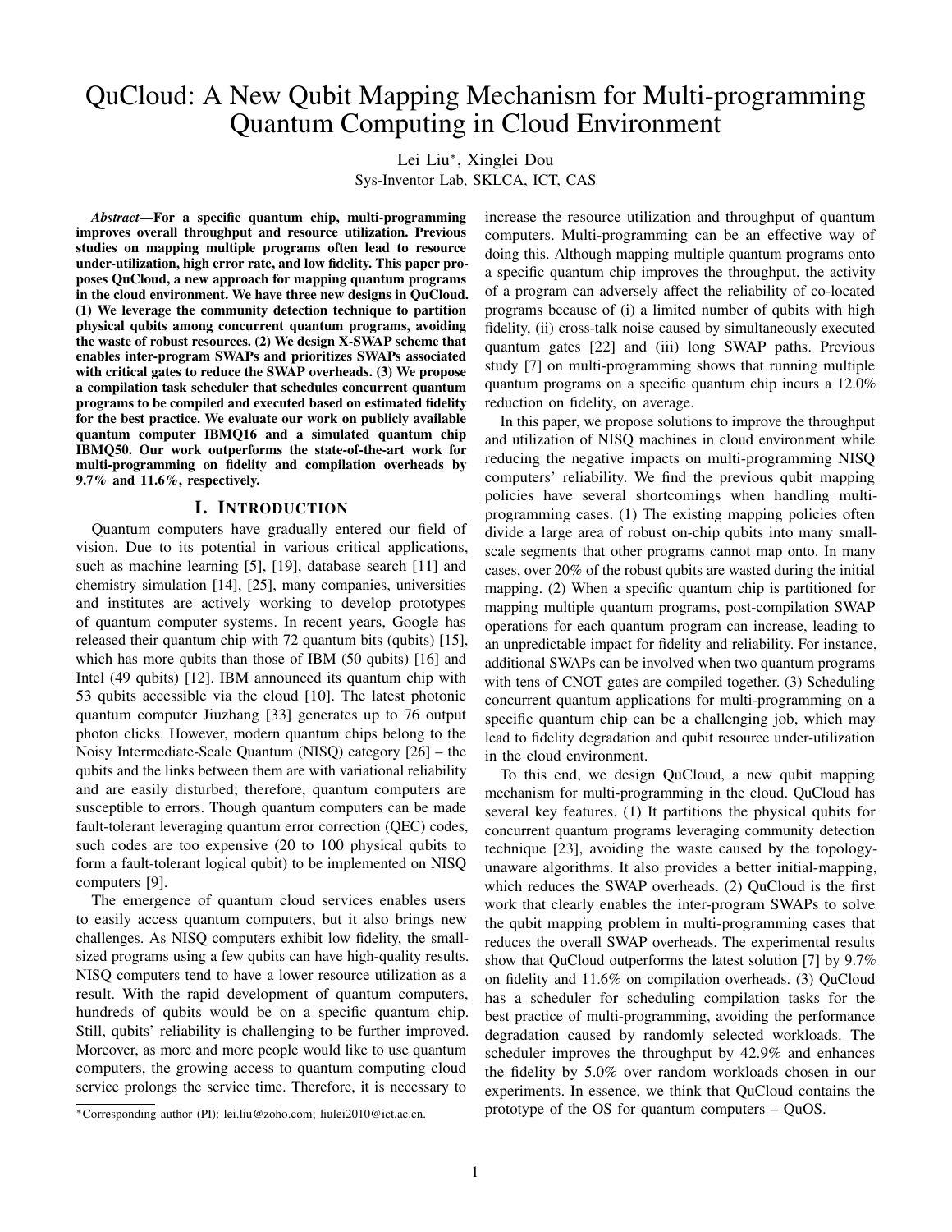# QuCloud: A New Qubit Mapping Mechanism for Multi-programming Quantum Computing in Cloud Environment

Lei Liu*, Xinglei Dou

Sys-Inventor Lab, SKLCA, ICT, CAS

***Abstract*—For a specific quantum chip, multi-programming improves overall throughput and resource utilization. Previous studies on mapping multiple programs often lead to resource under-utilization, high error rate, and low fidelity. This paper proposes QuCloud, a new approach for mapping quantum programs in the cloud environment. We have three new designs in QuCloud. (1) We leverage the community detection technique to partition physical qubits among concurrent quantum programs, avoiding the waste of robust resources. (2) We design X-SWAP scheme that enables inter-program SWAPs and prioritizes SWAPs associated with critical gates to reduce the SWAP overheads. (3) We propose a compilation task scheduler that schedules concurrent quantum programs to be compiled and executed based on estimated fidelity for the best practice. We evaluate our work on publicly available quantum computer IBMQ16 and a simulated quantum chip IBMQ50. Our work outperforms the state-of-the-art work for multi-programming on fidelity and compilation overheads by 9.7% and 11.6%, respectively.**

## I. Introduction

Quantum computers have gradually entered our field of vision. Due to its potential in various critical applications, such as machine learning [5], [19], database search [11] and chemistry simulation [14], [25], many companies, universities and institutes are actively working to develop prototypes of quantum computer systems. In recent years, Google has released their quantum chip with 72 quantum bits (qubits) [15], which has more qubits than those of IBM (50 qubits) [16] and Intel (49 qubits) [12]. IBM announced its quantum chip with 53 qubits accessible via the cloud [10]. The latest photonic quantum computer Jiuzhang [33] generates up to 76 output photon clicks. However, modern quantum chips belong to the Noisy Intermediate-Scale Quantum (NISQ) category [26] – the qubits and the links between them are with variational reliability and are easily disturbed; therefore, quantum computers are susceptible to errors. Though quantum computers can be made fault-tolerant leveraging quantum error correction (QEC) codes, such codes are too expensive (20 to 100 physical qubits to form a fault-tolerant logical qubit) to be implemented on NISQ computers [9].

The emergence of quantum cloud services enables users to easily access quantum computers, but it also brings new challenges. As NISQ computers exhibit low fidelity, the small-sized programs using a few qubits can have high-quality results. NISQ computers tend to have a lower resource utilization as a result. With the rapid development of quantum computers, hundreds of qubits would be on a specific quantum chip. Still, qubits' reliability is challenging to be further improved. Moreover, as more and more people would like to use quantum computers, the growing access to quantum computing cloud service prolongs the service time. Therefore, it is necessary to increase the resource utilization and throughput of quantum computers. Multi-programming can be an effective way of doing this. Although mapping multiple quantum programs onto a specific quantum chip improves the throughput, the activity of a program can adversely affect the reliability of co-located programs because of (i) a limited number of qubits with high fidelity, (ii) cross-talk noise caused by simultaneously executed quantum gates [22] and (iii) long SWAP paths. Previous study [7] on multi-programming shows that running multiple quantum programs on a specific quantum chip incurs a 12.0% reduction on fidelity, on average.

In this paper, we propose solutions to improve the throughput and utilization of NISQ machines in cloud environment while reducing the negative impacts on multi-programming NISQ computers' reliability. We find the previous qubit mapping policies have several shortcomings when handling multi-programming cases. (1) The existing mapping policies often divide a large area of robust on-chip qubits into many small-scale segments that other programs cannot map onto. In many cases, over 20% of the robust qubits are wasted during the initial mapping. (2) When a specific quantum chip is partitioned for mapping multiple quantum programs, post-compilation SWAP operations for each quantum program can increase, leading to an unpredictable impact for fidelity and reliability. For instance, additional SWAPs can be involved when two quantum programs with tens of CNOT gates are compiled together. (3) Scheduling concurrent quantum applications for multi-programming on a specific quantum chip can be a challenging job, which may lead to fidelity degradation and qubit resource under-utilization in the cloud environment.

To this end, we design QuCloud, a new qubit mapping mechanism for multi-programming in the cloud. QuCloud has several key features. (1) It partitions the physical qubits for concurrent quantum programs leveraging community detection technique [23], avoiding the waste caused by the topology-unaware algorithms. It also provides a better initial-mapping, which reduces the SWAP overheads. (2) QuCloud is the first work that clearly enables the inter-program SWAPs to solve the qubit mapping problem in multi-programming cases that reduces the overall SWAP overheads. The experimental results show that QuCloud outperforms the latest solution [7] by 9.7% on fidelity and 11.6% on compilation overheads. (3) QuCloud has a scheduler for scheduling compilation tasks for the best practice of multi-programming, avoiding the performance degradation caused by randomly selected workloads. The scheduler improves the throughput by 42.9% and enhances the fidelity by 5.0% over random workloads chosen in our experiments. In essence, we think that QuCloud contains the prototype of the OS for quantum computers – QuOS.

*Corresponding author (PI): lei.liu@zoho.com; liulei2010@ict.ac.cn.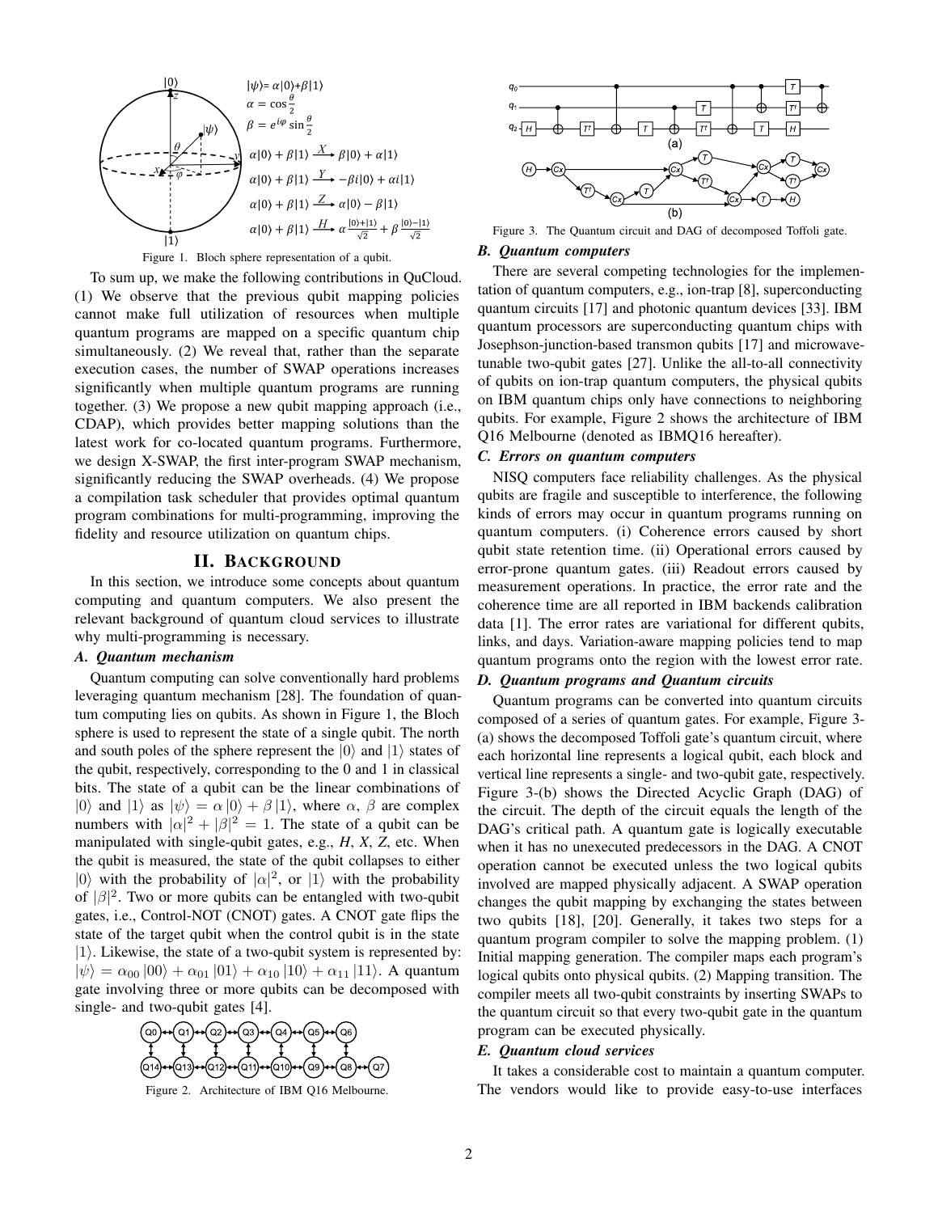Figure 1. Bloch sphere representation of a qubit.

To sum up, we make the following contributions in QuCloud. (1) We observe that the previous qubit mapping policies cannot make full utilization of resources when multiple quantum programs are mapped on a specific quantum chip simultaneously. (2) We reveal that, rather than the separate execution cases, the number of SWAP operations increases significantly when multiple quantum programs are running together. (3) We propose a new qubit mapping approach (i.e., CDAP), which provides better mapping solutions than the latest work for co-located quantum programs. Furthermore, we design X-SWAP, the first inter-program SWAP mechanism, significantly reducing the SWAP overheads. (4) We propose a compilation task scheduler that provides optimal quantum program combinations for multi-programming, improving the fidelity and resource utilization on quantum chips.

## II. Background

In this section, we introduce some concepts about quantum computing and quantum computers. We also present the relevant background of quantum cloud services to illustrate why multi-programming is necessary.

### A. Quantum mechanism

Quantum computing can solve conventionally hard problems leveraging quantum mechanism [28]. The foundation of quantum computing lies on qubits. As shown in Figure 1, the Bloch sphere is used to represent the state of a single qubit. The north and south poles of the sphere represent the $|0\rangle$ and $|1\rangle$ states of the qubit, respectively, corresponding to the 0 and 1 in classical bits. The state of a qubit can be the linear combinations of $|0\rangle$ and $|1\rangle$ as $|\psi\rangle = \alpha|0\rangle + \beta|1\rangle$, where $\alpha$, $\beta$ are complex numbers with $|\alpha|^2 + |\beta|^2 = 1$. The state of a qubit can be manipulated with single-qubit gates, e.g., *H*, *X*, *Z*, etc. When the qubit is measured, the state of the qubit collapses to either $|0\rangle$ with the probability of $|\alpha|^2$, or $|1\rangle$ with the probability of $|\beta|^2$. Two or more qubits can be entangled with two-qubit gates, i.e., Control-NOT (CNOT) gates. A CNOT gate flips the state of the target qubit when the control qubit is in the state $|1\rangle$. Likewise, the state of a two-qubit system is represented by: $|\psi\rangle = \alpha_{00}|00\rangle + \alpha_{01}|01\rangle + \alpha_{10}|10\rangle + \alpha_{11}|11\rangle$. A quantum gate involving three or more qubits can be decomposed with single- and two-qubit gates [4].

Figure 2. Architecture of IBM Q16 Melbourne.

Figure 3. The Quantum circuit and DAG of decomposed Toffoli gate.

### B. Quantum computers

There are several competing technologies for the implementation of quantum computers, e.g., ion-trap [8], superconducting quantum circuits [17] and photonic quantum devices [33]. IBM quantum processors are superconducting quantum chips with Josephson-junction-based transmon qubits [17] and microwave-tunable two-qubit gates [27]. Unlike the all-to-all connectivity of qubits on ion-trap quantum computers, the physical qubits on IBM quantum chips only have connections to neighboring qubits. For example, Figure 2 shows the architecture of IBM Q16 Melbourne (denoted as IBMQ16 hereafter).

### C. Errors on quantum computers

NISQ computers face reliability challenges. As the physical qubits are fragile and susceptible to interference, the following kinds of errors may occur in quantum programs running on quantum computers. (i) Coherence errors caused by short qubit state retention time. (ii) Operational errors caused by error-prone quantum gates. (iii) Readout errors caused by measurement operations. In practice, the error rate and the coherence time are all reported in IBM backends calibration data [1]. The error rates are variational for different qubits, links, and days. Variation-aware mapping policies tend to map quantum programs onto the region with the lowest error rate.

### D. Quantum programs and Quantum circuits

Quantum programs can be converted into quantum circuits composed of a series of quantum gates. For example, Figure 3-(a) shows the decomposed Toffoli gate's quantum circuit, where each horizontal line represents a logical qubit, each block and vertical line represents a single- and two-qubit gate, respectively. Figure 3-(b) shows the Directed Acyclic Graph (DAG) of the circuit. The depth of the circuit equals the length of the DAG's critical path. A quantum gate is logically executable when it has no unexecuted predecessors in the DAG. A CNOT operation cannot be executed unless the two logical qubits involved are mapped physically adjacent. A SWAP operation changes the qubit mapping by exchanging the states between two qubits [18], [20]. Generally, it takes two steps for a quantum program compiler to solve the mapping problem. (1) Initial mapping generation. The compiler maps each program's logical qubits onto physical qubits. (2) Mapping transition. The compiler meets all two-qubit constraints by inserting SWAPs to the quantum circuit so that every two-qubit gate in the quantum program can be executed physically.

### E. Quantum cloud services

It takes a considerable cost to maintain a quantum computer. The vendors would like to provide easy-to-use interfaces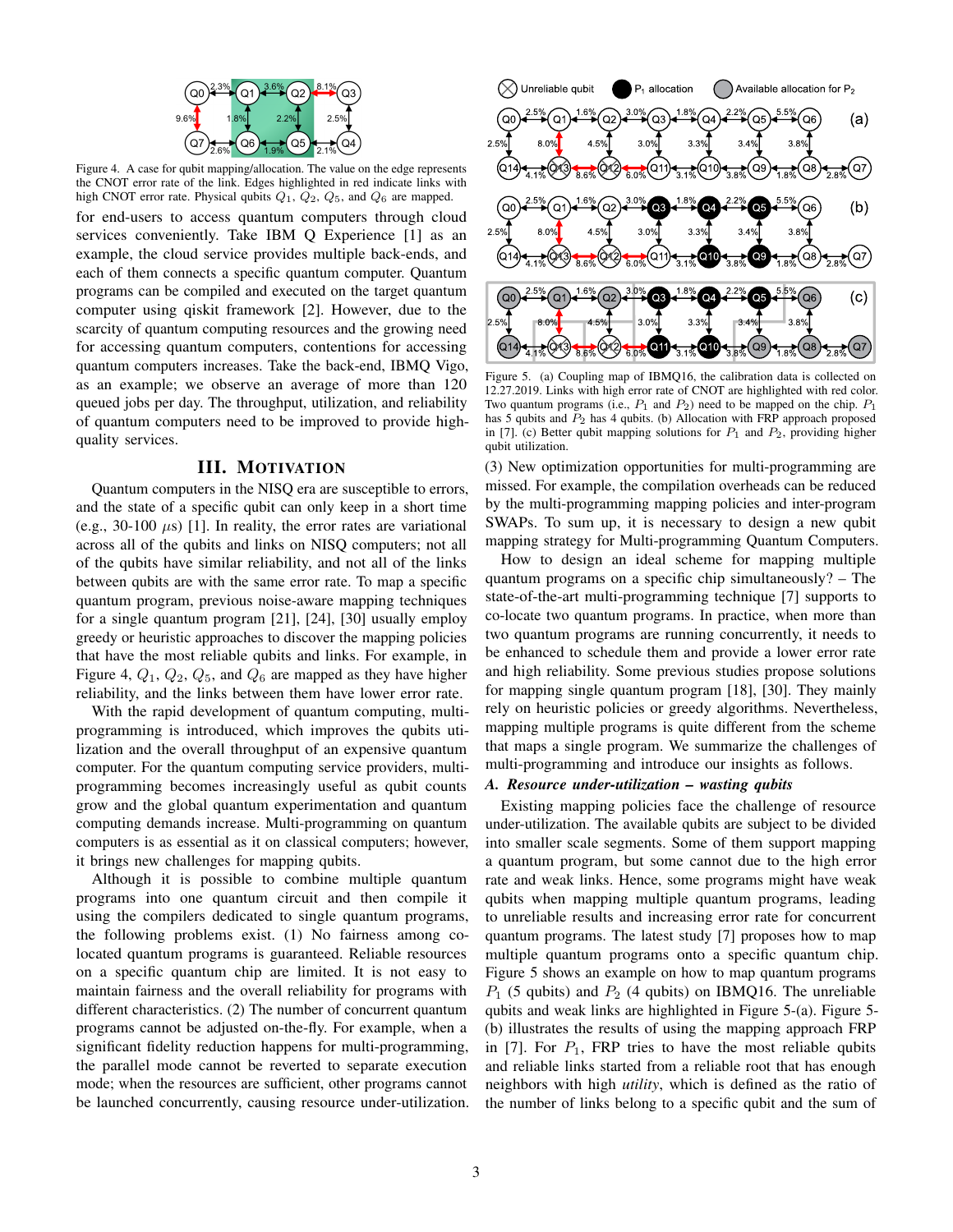Figure 4. A case for qubit mapping/allocation. The value on the edge represents the CNOT error rate of the link. Edges highlighted in red indicate links with high CNOT error rate. Physical qubits $Q_1$, $Q_2$, $Q_5$, and $Q_6$ are mapped.

for end-users to access quantum computers through cloud services conveniently. Take IBM Q Experience [1] as an example, the cloud service provides multiple back-ends, and each of them connects a specific quantum computer. Quantum programs can be compiled and executed on the target quantum computer using qiskit framework [2]. However, due to the scarcity of quantum computing resources and the growing need for accessing quantum computers, contentions for accessing quantum computers increases. Take the back-end, IBMQ Vigo, as an example; we observe an average of more than 120 queued jobs per day. The throughput, utilization, and reliability of quantum computers need to be improved to provide high-quality services.

## III. Motivation

Quantum computers in the NISQ era are susceptible to errors, and the state of a specific qubit can only keep in a short time (e.g., 30-100 $\mu$s) [1]. In reality, the error rates are variational across all of the qubits and links on NISQ computers; not all of the qubits have similar reliability, and not all of the links between qubits are with the same error rate. To map a specific quantum program, previous noise-aware mapping techniques for a single quantum program [21], [24], [30] usually employ greedy or heuristic approaches to discover the mapping policies that have the most reliable qubits and links. For example, in Figure 4, $Q_1$, $Q_2$, $Q_5$, and $Q_6$ are mapped as they have higher reliability, and the links between them have lower error rate.

With the rapid development of quantum computing, multi-programming is introduced, which improves the qubits utilization and the overall throughput of an expensive quantum computer. For the quantum computing service providers, multi-programming becomes increasingly useful as qubit counts grow and the global quantum experimentation and quantum computing demands increase. Multi-programming on quantum computers is as essential as it on classical computers; however, it brings new challenges for mapping qubits.

Although it is possible to combine multiple quantum programs into one quantum circuit and then compile it using the compilers dedicated to single quantum programs, the following problems exist. (1) No fairness among co-located quantum programs is guaranteed. Reliable resources on a specific quantum chip are limited. It is not easy to maintain fairness and the overall reliability for programs with different characteristics. (2) The number of concurrent quantum programs cannot be adjusted on-the-fly. For example, when a significant fidelity reduction happens for multi-programming, the parallel mode cannot be reverted to separate execution mode; when the resources are sufficient, other programs cannot be launched concurrently, causing resource under-utilization.

Figure 5. (a) Coupling map of IBMQ16, the calibration data is collected on 12.27.2019. Links with high error rate of CNOT are highlighted with red color. Two quantum programs (i.e., $P_1$ and $P_2$) need to be mapped on the chip. $P_1$ has 5 qubits and $P_2$ has 4 qubits. (b) Allocation with FRP approach proposed in [7]. (c) Better qubit mapping solutions for $P_1$ and $P_2$, providing higher qubit utilization.

(3) New optimization opportunities for multi-programming are missed. For example, the compilation overheads can be reduced by the multi-programming mapping policies and inter-program SWAPs. To sum up, it is necessary to design a new qubit mapping strategy for Multi-programming Quantum Computers.

How to design an ideal scheme for mapping multiple quantum programs on a specific chip simultaneously? – The state-of-the-art multi-programming technique [7] supports to co-locate two quantum programs. In practice, when more than two quantum programs are running concurrently, it needs to be enhanced to schedule them and provide a lower error rate and high reliability. Some previous studies propose solutions for mapping single quantum program [18], [30]. They mainly rely on heuristic policies or greedy algorithms. Nevertheless, mapping multiple programs is quite different from the scheme that maps a single program. We summarize the challenges of multi-programming and introduce our insights as follows.

### A. Resource under-utilization – wasting qubits

Existing mapping policies face the challenge of resource under-utilization. The available qubits are subject to be divided into smaller scale segments. Some of them support mapping a quantum program, but some cannot due to the high error rate and weak links. Hence, some programs might have weak qubits when mapping multiple quantum programs, leading to unreliable results and increasing error rate for concurrent quantum programs. The latest study [7] proposes how to map multiple quantum programs onto a specific quantum chip. Figure 5 shows an example on how to map quantum programs $P_1$ (5 qubits) and $P_2$ (4 qubits) on IBMQ16. The unreliable qubits and weak links are highlighted in Figure 5-(a). Figure 5-(b) illustrates the results of using the mapping approach FRP in [7]. For $P_1$, FRP tries to have the most reliable qubits and reliable links started from a reliable root that has enough neighbors with high *utility*, which is defined as the ratio of the number of links belong to a specific qubit and the sum of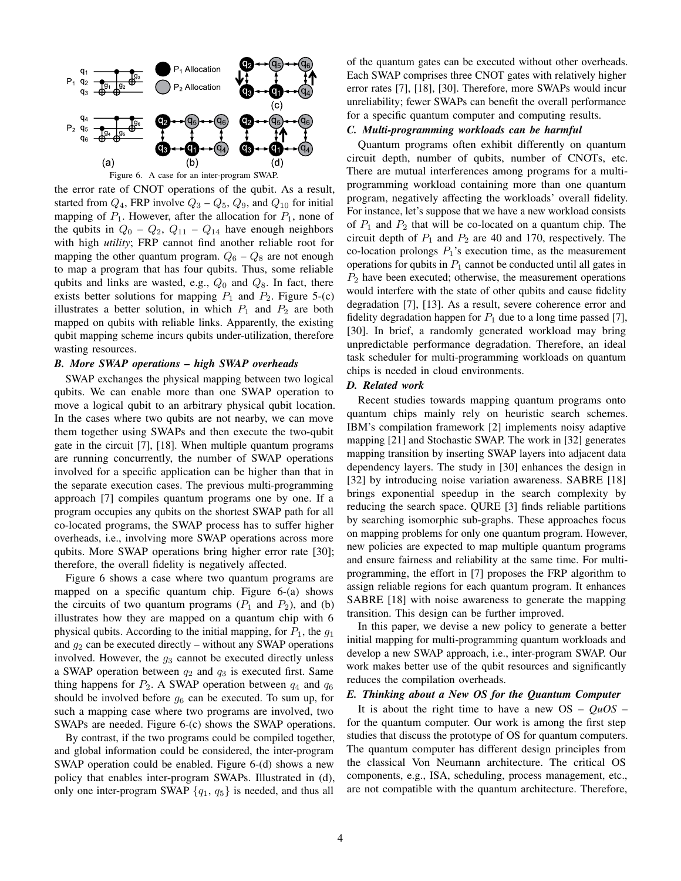Figure 6. A case for an inter-program SWAP.

the error rate of CNOT operations of the qubit. As a result, started from $Q_4$, FRP involve $Q_3$ – $Q_5$, $Q_9$, and $Q_{10}$ for initial mapping of $P_1$. However, after the allocation for $P_1$, none of the qubits in $Q_0$ – $Q_2$, $Q_{11}$ – $Q_{14}$ have enough neighbors with high *utility*; FRP cannot find another reliable root for mapping the other quantum program. $Q_6$ – $Q_8$ are not enough to map a program that has four qubits. Thus, some reliable qubits and links are wasted, e.g., $Q_0$ and $Q_8$. In fact, there exists better solutions for mapping $P_1$ and $P_2$. Figure 5-(c) illustrates a better solution, in which $P_1$ and $P_2$ are both mapped on qubits with reliable links. Apparently, the existing qubit mapping scheme incurs qubits under-utilization, therefore wasting resources.

### *B. More SWAP operations – high SWAP overheads*

SWAP exchanges the physical mapping between two logical qubits. We can enable more than one SWAP operation to move a logical qubit to an arbitrary physical qubit location. In the cases where two qubits are not nearby, we can move them together using SWAPs and then execute the two-qubit gate in the circuit [7], [18]. When multiple quantum programs are running concurrently, the number of SWAP operations involved for a specific application can be higher than that in the separate execution cases. The previous multi-programming approach [7] compiles quantum programs one by one. If a program occupies any qubits on the shortest SWAP path for all co-located programs, the SWAP process has to suffer higher overheads, i.e., involving more SWAP operations across more qubits. More SWAP operations bring higher error rate [30]; therefore, the overall fidelity is negatively affected.

Figure 6 shows a case where two quantum programs are mapped on a specific quantum chip. Figure 6-(a) shows the circuits of two quantum programs ($P_1$ and $P_2$), and (b) illustrates how they are mapped on a quantum chip with 6 physical qubits. According to the initial mapping, for $P_1$, the $g_1$ and $g_2$ can be executed directly – without any SWAP operations involved. However, the $g_3$ cannot be executed directly unless a SWAP operation between $q_2$ and $q_3$ is executed first. Same thing happens for $P_2$. A SWAP operation between $q_4$ and $q_6$ should be involved before $g_6$ can be executed. To sum up, for such a mapping case where two programs are involved, two SWAPs are needed. Figure 6-(c) shows the SWAP operations.

By contrast, if the two programs could be compiled together, and global information could be considered, the inter-program SWAP operation could be enabled. Figure 6-(d) shows a new policy that enables inter-program SWAPs. Illustrated in (d), only one inter-program SWAP $\{q_1, q_5\}$ is needed, and thus all of the quantum gates can be executed without other overheads. Each SWAP comprises three CNOT gates with relatively higher error rates [7], [18], [30]. Therefore, more SWAPs would incur unreliability; fewer SWAPs can benefit the overall performance for a specific quantum computer and computing results.

### *C. Multi-programming workloads can be harmful*

Quantum programs often exhibit differently on quantum circuit depth, number of qubits, number of CNOTs, etc. There are mutual interferences among programs for a multi-programming workload containing more than one quantum program, negatively affecting the workloads' overall fidelity. For instance, let's suppose that we have a new workload consists of $P_1$ and $P_2$ that will be co-located on a quantum chip. The circuit depth of $P_1$ and $P_2$ are 40 and 170, respectively. The co-location prolongs $P_1$'s execution time, as the measurement operations for qubits in $P_1$ cannot be conducted until all gates in $P_2$ have been executed; otherwise, the measurement operations would interfere with the state of other qubits and cause fidelity degradation [7], [13]. As a result, severe coherence error and fidelity degradation happen for $P_1$ due to a long time passed [7], [30]. In brief, a randomly generated workload may bring unpredictable performance degradation. Therefore, an ideal task scheduler for multi-programming workloads on quantum chips is needed in cloud environments.

### *D. Related work*

Recent studies towards mapping quantum programs onto quantum chips mainly rely on heuristic search schemes. IBM's compilation framework [2] implements noisy adaptive mapping [21] and Stochastic SWAP. The work in [32] generates mapping transition by inserting SWAP layers into adjacent data dependency layers. The study in [30] enhances the design in [32] by introducing noise variation awareness. SABRE [18] brings exponential speedup in the search complexity by reducing the search space. QURE [3] finds reliable partitions by searching isomorphic sub-graphs. These approaches focus on mapping problems for only one quantum program. However, new policies are expected to map multiple quantum programs and ensure fairness and reliability at the same time. For multi-programming, the effort in [7] proposes the FRP algorithm to assign reliable regions for each quantum program. It enhances SABRE [18] with noise awareness to generate the mapping transition. This design can be further improved.

In this paper, we devise a new policy to generate a better initial mapping for multi-programming quantum workloads and develop a new SWAP approach, i.e., inter-program SWAP. Our work makes better use of the qubit resources and significantly reduces the compilation overheads.

### *E. Thinking about a New OS for the Quantum Computer*

It is about the right time to have a new OS – *QuOS* – for the quantum computer. Our work is among the first step studies that discuss the prototype of OS for quantum computers. The quantum computer has different design principles from the classical Von Neumann architecture. The critical OS components, e.g., ISA, scheduling, process management, etc., are not compatible with the quantum architecture. Therefore,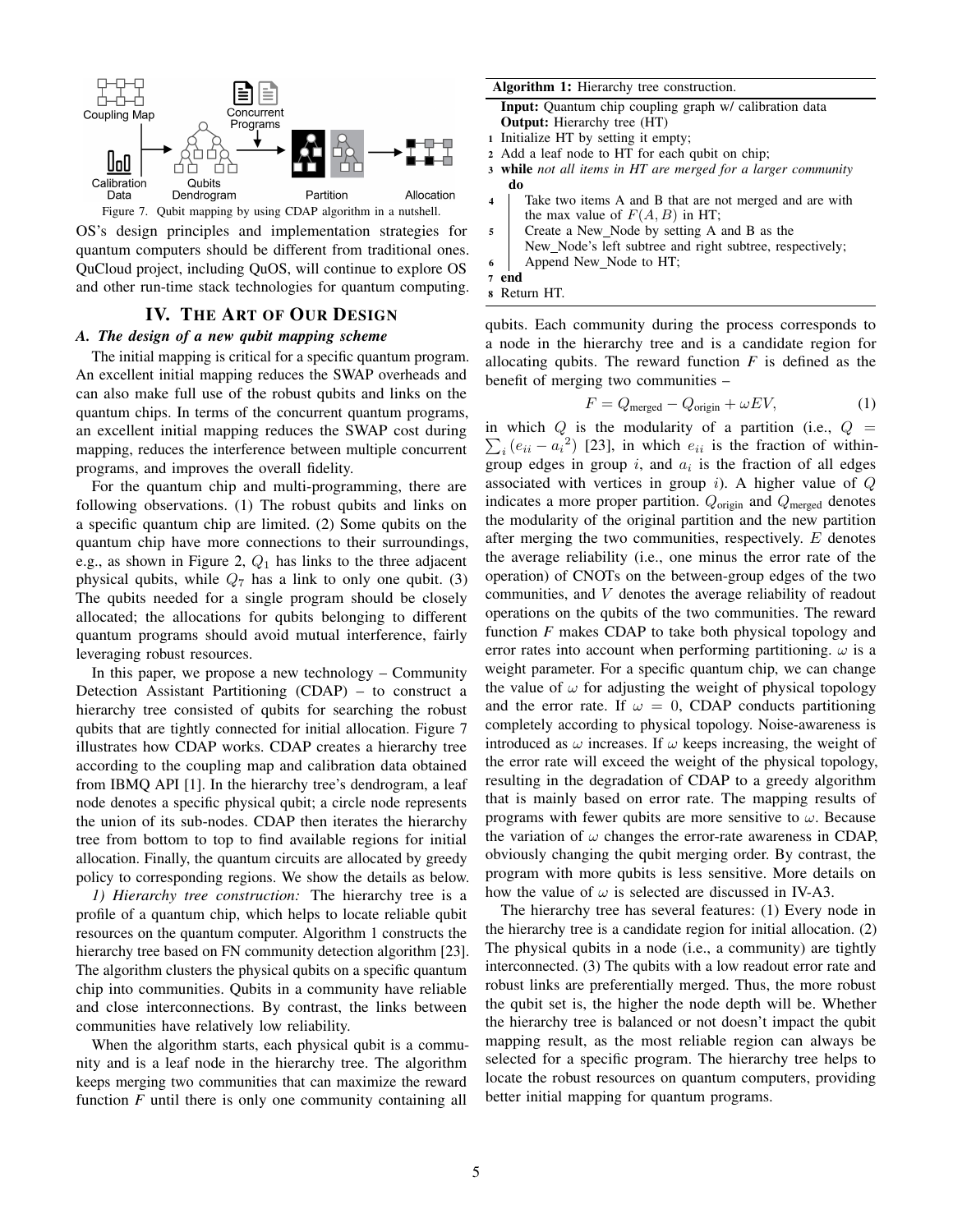Figure 7. Qubit mapping by using CDAP algorithm in a nutshell.

OS's design principles and implementation strategies for quantum computers should be different from traditional ones. QuCloud project, including QuOS, will continue to explore OS and other run-time stack technologies for quantum computing.

## IV. The Art of Our Design

### *A. The design of a new qubit mapping scheme*

The initial mapping is critical for a specific quantum program. An excellent initial mapping reduces the SWAP overheads and can also make full use of the robust qubits and links on the quantum chips. In terms of the concurrent quantum programs, an excellent initial mapping reduces the SWAP cost during mapping, reduces the interference between multiple concurrent programs, and improves the overall fidelity.

For the quantum chip and multi-programming, there are following observations. (1) The robust qubits and links on a specific quantum chip are limited. (2) Some qubits on the quantum chip have more connections to their surroundings, e.g., as shown in Figure 2, $Q_1$ has links to the three adjacent physical qubits, while $Q_7$ has a link to only one qubit. (3) The qubits needed for a single program should be closely allocated; the allocations for qubits belonging to different quantum programs should avoid mutual interference, fairly leveraging robust resources.

In this paper, we propose a new technology – Community Detection Assistant Partitioning (CDAP) – to construct a hierarchy tree consisted of qubits for searching the robust qubits that are tightly connected for initial allocation. Figure 7 illustrates how CDAP works. CDAP creates a hierarchy tree according to the coupling map and calibration data obtained from IBMQ API [1]. In the hierarchy tree's dendrogram, a leaf node denotes a specific physical qubit; a circle node represents the union of its sub-nodes. CDAP then iterates the hierarchy tree from bottom to top to find available regions for initial allocation. Finally, the quantum circuits are allocated by greedy policy to corresponding regions. We show the details as below.

*1) Hierarchy tree construction:* The hierarchy tree is a profile of a quantum chip, which helps to locate reliable qubit resources on the quantum computer. Algorithm 1 constructs the hierarchy tree based on FN community detection algorithm [23]. The algorithm clusters the physical qubits on a specific quantum chip into communities. Qubits in a community have reliable and close interconnections. By contrast, the links between communities have relatively low reliability.

When the algorithm starts, each physical qubit is a community and is a leaf node in the hierarchy tree. The algorithm keeps merging two communities that can maximize the reward function *F* until there is only one community containing all qubits. Each community during the process corresponds to a node in the hierarchy tree and is a candidate region for allocating qubits. The reward function *F* is defined as the benefit of merging two communities –

**Algorithm 1:** Hierarchy tree construction.

**Input:** Quantum chip coupling graph w/ calibration data
**Output:** Hierarchy tree (HT)

```
1 Initialize HT by setting it empty;
2 Add a leaf node to HT for each qubit on chip;
3 while not all items in HT are merged for a larger community do
4     Take two items A and B that are not merged and are with
      the max value of F(A, B) in HT;
5     Create a New_Node by setting A and B as the
      New_Node's left subtree and right subtree, respectively;
6     Append New_Node to HT;
7 end
8 Return HT.
```

$$F = Q_{\text{merged}} - Q_{\text{origin}} + \omega EV, \tag{1}$$

in which $Q$ is the modularity of a partition (i.e., $Q = \sum_i (e_{ii} - {a_i}^2)$ [23], in which $e_{ii}$ is the fraction of within-group edges in group $i$, and $a_i$ is the fraction of all edges associated with vertices in group $i$). A higher value of $Q$ indicates a more proper partition. $Q_{\text{origin}}$ and $Q_{\text{merged}}$ denotes the modularity of the original partition and the new partition after merging the two communities, respectively. $E$ denotes the average reliability (i.e., one minus the error rate of the operation) of CNOTs on the between-group edges of the two communities, and $V$ denotes the average reliability of readout operations on the qubits of the two communities. The reward function *F* makes CDAP to take both physical topology and error rates into account when performing partitioning. $\omega$ is a weight parameter. For a specific quantum chip, we can change the value of $\omega$ for adjusting the weight of physical topology and the error rate. If $\omega = 0$, CDAP conducts partitioning completely according to physical topology. Noise-awareness is introduced as $\omega$ increases. If $\omega$ keeps increasing, the weight of the error rate will exceed the weight of the physical topology, resulting in the degradation of CDAP to a greedy algorithm that is mainly based on error rate. The mapping results of programs with fewer qubits are more sensitive to $\omega$. Because the variation of $\omega$ changes the error-rate awareness in CDAP, obviously changing the qubit merging order. By contrast, the program with more qubits is less sensitive. More details on how the value of $\omega$ is selected are discussed in IV-A3.

The hierarchy tree has several features: (1) Every node in the hierarchy tree is a candidate region for initial allocation. (2) The physical qubits in a node (i.e., a community) are tightly interconnected. (3) The qubits with a low readout error rate and robust links are preferentially merged. Thus, the more robust the qubit set is, the higher the node depth will be. Whether the hierarchy tree is balanced or not doesn't impact the qubit mapping result, as the most reliable region can always be selected for a specific program. The hierarchy tree helps to locate the robust resources on quantum computers, providing better initial mapping for quantum programs.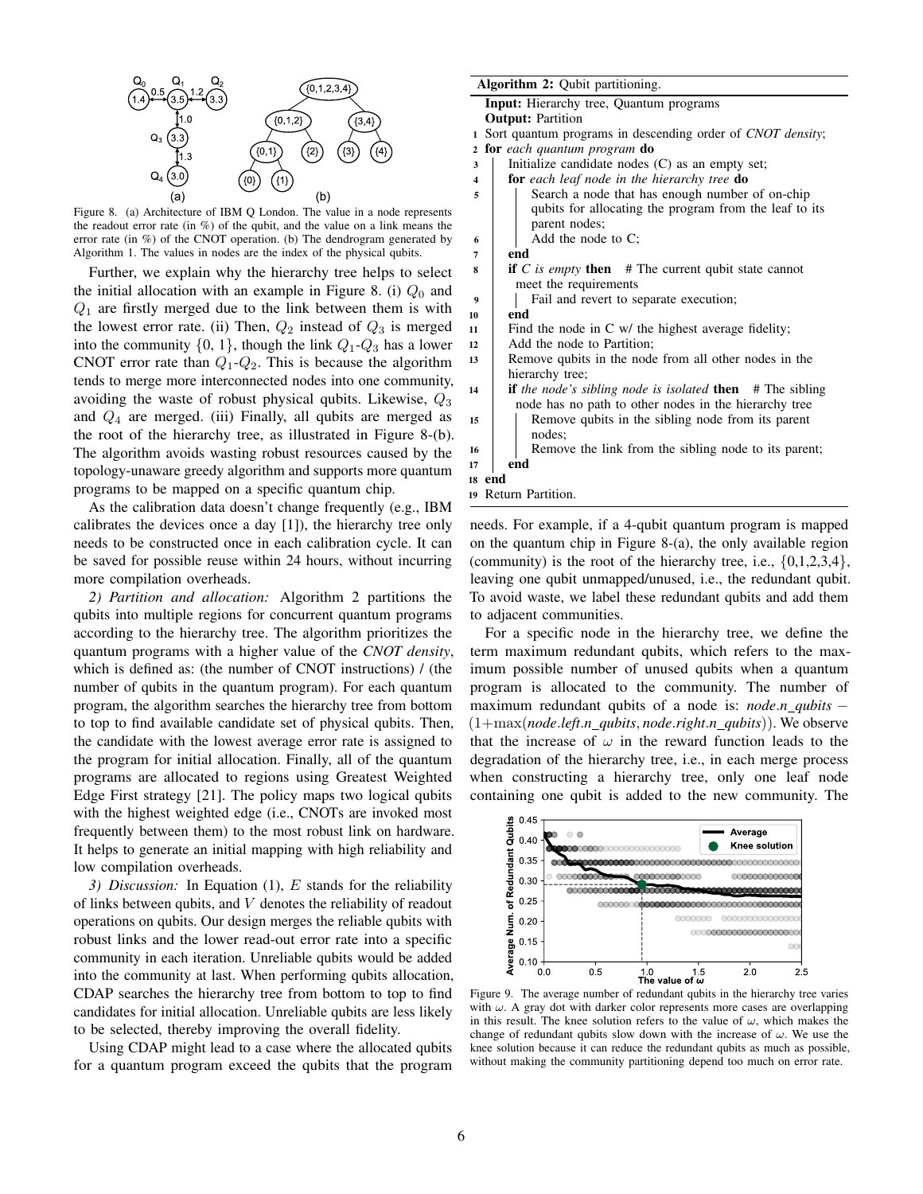Figure 8. (a) Architecture of IBM Q London. The value in a node represents the readout error rate (in %) of the qubit, and the value on a link means the error rate (in %) of the CNOT operation. (b) The dendrogram generated by Algorithm 1. The values in nodes are the index of the physical qubits.

Further, we explain why the hierarchy tree helps to select the initial allocation with an example in Figure 8. (i) $Q_0$ and $Q_1$ are firstly merged due to the link between them is with the lowest error rate. (ii) Then, $Q_2$ instead of $Q_3$ is merged into the community {0, 1}, though the link $Q_1$-$Q_3$ has a lower CNOT error rate than $Q_1$-$Q_2$. This is because the algorithm tends to merge more interconnected nodes into one community, avoiding the waste of robust physical qubits. Likewise, $Q_3$ and $Q_4$ are merged. (iii) Finally, all qubits are merged as the root of the hierarchy tree, as illustrated in Figure 8-(b). The algorithm avoids wasting robust resources caused by the topology-unaware greedy algorithm and supports more quantum programs to be mapped on a specific quantum chip.

As the calibration data doesn't change frequently (e.g., IBM calibrates the devices once a day [1]), the hierarchy tree only needs to be constructed once in each calibration cycle. It can be saved for possible reuse within 24 hours, without incurring more compilation overheads.

*2) Partition and allocation:* Algorithm 2 partitions the qubits into multiple regions for concurrent quantum programs according to the hierarchy tree. The algorithm prioritizes the quantum programs with a higher value of the *CNOT density*, which is defined as: (the number of CNOT instructions) / (the number of qubits in the quantum program). For each quantum program, the algorithm searches the hierarchy tree from bottom to top to find available candidate set of physical qubits. Then, the candidate with the lowest average error rate is assigned to the program for initial allocation. Finally, all of the quantum programs are allocated to regions using Greatest Weighted Edge First strategy [21]. The policy maps two logical qubits with the highest weighted edge (i.e., CNOTs are invoked most frequently between them) to the most robust link on hardware. It helps to generate an initial mapping with high reliability and low compilation overheads.

*3) Discussion:* In Equation (1), $E$ stands for the reliability of links between qubits, and $V$ denotes the reliability of readout operations on qubits. Our design merges the reliable qubits with robust links and the lower read-out error rate into a specific community in each iteration. Unreliable qubits would be added into the community at last. When performing qubits allocation, CDAP searches the hierarchy tree from bottom to top to find candidates for initial allocation. Unreliable qubits are less likely to be selected, thereby improving the overall fidelity.

Using CDAP might lead to a case where the allocated qubits for a quantum program exceed the qubits that the program needs. For example, if a 4-qubit quantum program is mapped on the quantum chip in Figure 8-(a), the only available region (community) is the root of the hierarchy tree, i.e., {0,1,2,3,4}, leaving one qubit unmapped/unused, i.e., the redundant qubit. To avoid waste, we label these redundant qubits and add them to adjacent communities.

For a specific node in the hierarchy tree, we define the term maximum redundant qubits, which refers to the maximum possible number of unused qubits when a quantum program is allocated to the community. The number of maximum redundant qubits of a node is: $node.n\_qubits - (1+\max(node.left.n\_qubits, node.right.n\_qubits))$. We observe that the increase of $\omega$ in the reward function leads to the degradation of the hierarchy tree, i.e., in each merge process when constructing a hierarchy tree, only one leaf node containing one qubit is added to the new community. The

**Algorithm 2:** Qubit partitioning.

```
Input: Hierarchy tree, Quantum programs
Output: Partition
1  Sort quantum programs in descending order of CNOT density;
2  for each quantum program do
3      Initialize candidate nodes (C) as an empty set;
4      for each leaf node in the hierarchy tree do
5          Search a node that has enough number of on-chip
           qubits for allocating the program from the leaf to its
           parent nodes;
6          Add the node to C;
7      end
8      if C is empty then   # The current qubit state cannot
       meet the requirements
9          Fail and revert to separate execution;
10     end
11     Find the node in C w/ the highest average fidelity;
12     Add the node to Partition;
13     Remove qubits in the node from all other nodes in the
       hierarchy tree;
14     if the node's sibling node is isolated then   # The sibling
       node has no path to other nodes in the hierarchy tree
15         Remove qubits in the sibling node from its parent
           nodes;
16         Remove the link from the sibling node to its parent;
17     end
18 end
19 Return Partition.
```

Figure 9. The average number of redundant qubits in the hierarchy tree varies with $\omega$. A gray dot with darker color represents more cases are overlapping in this result. The knee solution refers to the value of $\omega$, which makes the change of redundant qubits slow down with the increase of $\omega$. We use the knee solution because it can reduce the redundant qubits as much as possible, without making the community partitioning depend too much on error rate.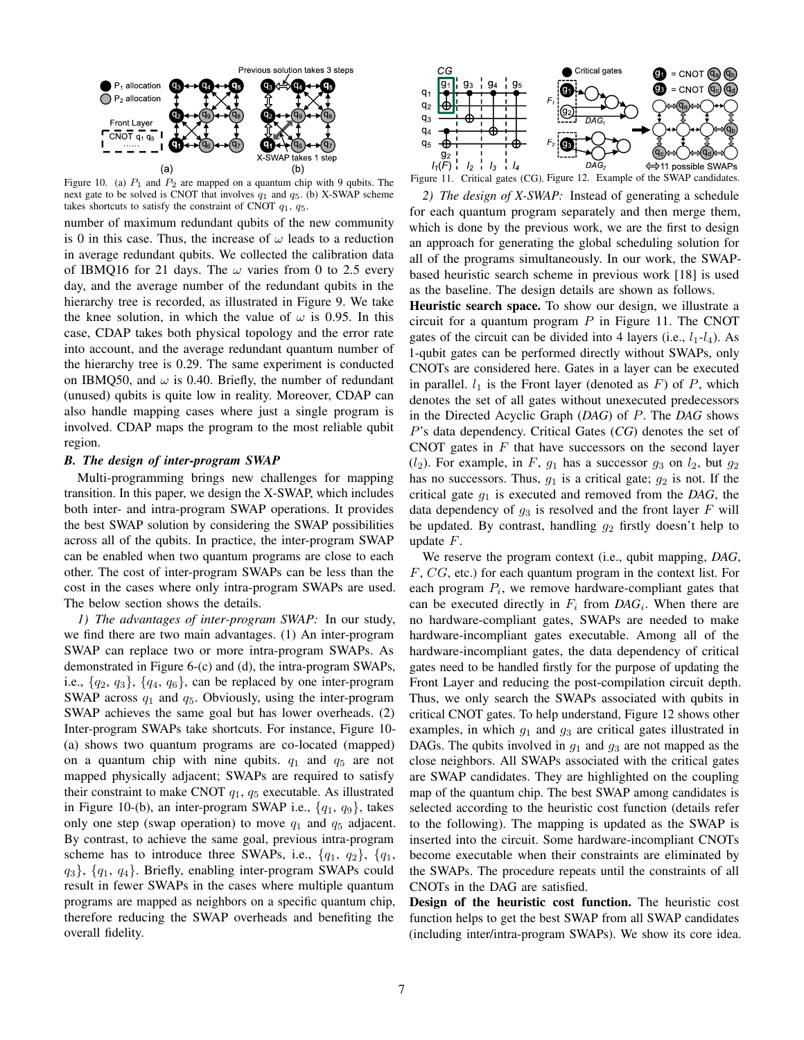Figure 10. (a) $P_1$ and $P_2$ are mapped on a quantum chip with 9 qubits. The next gate to be solved is CNOT that involves $q_1$ and $q_5$. (b) X-SWAP scheme takes shortcuts to satisfy the constraint of CNOT $q_1$, $q_5$.

number of maximum redundant qubits of the new community is 0 in this case. Thus, the increase of $\omega$ leads to a reduction in average redundant qubits. We collected the calibration data of IBMQ16 for 21 days. The $\omega$ varies from 0 to 2.5 every day, and the average number of the redundant qubits in the hierarchy tree is recorded, as illustrated in Figure 9. We take the knee solution, in which the value of $\omega$ is 0.95. In this case, CDAP takes both physical topology and the error rate into account, and the average redundant quantum number of the hierarchy tree is 0.29. The same experiment is conducted on IBMQ50, and $\omega$ is 0.40. Briefly, the number of redundant (unused) qubits is quite low in reality. Moreover, CDAP can also handle mapping cases where just a single program is involved. CDAP maps the program to the most reliable qubit region.

### B. The design of inter-program SWAP

Multi-programming brings new challenges for mapping transition. In this paper, we design the X-SWAP, which includes both inter- and intra-program SWAP operations. It provides the best SWAP solution by considering the SWAP possibilities across all of the qubits. In practice, the inter-program SWAP can be enabled when two quantum programs are close to each other. The cost of inter-program SWAPs can be less than the cost in the cases where only intra-program SWAPs are used. The below section shows the details.

*1) The advantages of inter-program SWAP:* In our study, we find there are two main advantages. (1) An inter-program SWAP can replace two or more intra-program SWAPs. As demonstrated in Figure 6-(c) and (d), the intra-program SWAPs, i.e., $\{q_2, q_3\}$, $\{q_4, q_6\}$, can be replaced by one inter-program SWAP across $q_1$ and $q_5$. Obviously, using the inter-program SWAP achieves the same goal but has lower overheads. (2) Inter-program SWAPs take shortcuts. For instance, Figure 10-(a) shows two quantum programs are co-located (mapped) on a quantum chip with nine qubits. $q_1$ and $q_5$ are not mapped physically adjacent; SWAPs are required to satisfy their constraint to make CNOT $q_1$, $q_5$ executable. As illustrated in Figure 10-(b), an inter-program SWAP i.e., $\{q_1, q_9\}$, takes only one step (swap operation) to move $q_1$ and $q_5$ adjacent. By contrast, to achieve the same goal, previous intra-program scheme has to introduce three SWAPs, i.e., $\{q_1, q_2\}$, $\{q_1, q_3\}$, $\{q_1, q_4\}$. Briefly, enabling inter-program SWAPs could result in fewer SWAPs in the cases where multiple quantum programs are mapped as neighbors on a specific quantum chip, therefore reducing the SWAP overheads and benefiting the overall fidelity.

Figure 11. Critical gates (CG). Figure 12. Example of the SWAP candidates.

*2) The design of X-SWAP:* Instead of generating a schedule for each quantum program separately and then merge them, which is done by the previous work, we are the first to design an approach for generating the global scheduling solution for all of the programs simultaneously. In our work, the SWAP-based heuristic search scheme in previous work [18] is used as the baseline. The design details are shown as follows.

**Heuristic search space.** To show our design, we illustrate a circuit for a quantum program $P$ in Figure 11. The CNOT gates of the circuit can be divided into 4 layers (i.e., $l_1$-$l_4$). As 1-qubit gates can be performed directly without SWAPs, only CNOTs are considered here. Gates in a layer can be executed in parallel. $l_1$ is the Front layer (denoted as $F$) of $P$, which denotes the set of all gates without unexecuted predecessors in the Directed Acyclic Graph (*DAG*) of $P$. The *DAG* shows $P$'s data dependency. Critical Gates (*CG*) denotes the set of CNOT gates in $F$ that have successors on the second layer ($l_2$). For example, in $F$, $g_1$ has a successor $g_3$ on $l_2$, but $g_2$ has no successors. Thus, $g_1$ is a critical gate; $g_2$ is not. If the critical gate $g_1$ is executed and removed from the *DAG*, the data dependency of $g_3$ is resolved and the front layer $F$ will be updated. By contrast, handling $g_2$ firstly doesn't help to update $F$.

We reserve the program context (i.e., qubit mapping, *DAG*, $F$, $CG$, etc.) for each quantum program in the context list. For each program $P_i$, we remove hardware-compliant gates that can be executed directly in $F_i$ from *DAG*$_i$. When there are no hardware-compliant gates, SWAPs are needed to make hardware-incompliant gates executable. Among all of the hardware-incompliant gates, the data dependency of critical gates need to be handled firstly for the purpose of updating the Front Layer and reducing the post-compilation circuit depth. Thus, we only search the SWAPs associated with qubits in critical CNOT gates. To help understand, Figure 12 shows other examples, in which $g_1$ and $g_3$ are critical gates illustrated in DAGs. The qubits involved in $g_1$ and $g_3$ are not mapped as the close neighbors. All SWAPs associated with the critical gates are SWAP candidates. They are highlighted on the coupling map of the quantum chip. The best SWAP among candidates is selected according to the heuristic cost function (details refer to the following). The mapping is updated as the SWAP is inserted into the circuit. Some hardware-incompliant CNOTs become executable when their constraints are eliminated by the SWAPs. The procedure repeats until the constraints of all CNOTs in the DAG are satisfied.

**Design of the heuristic cost function.** The heuristic cost function helps to get the best SWAP from all SWAP candidates (including inter/intra-program SWAPs). We show its core idea.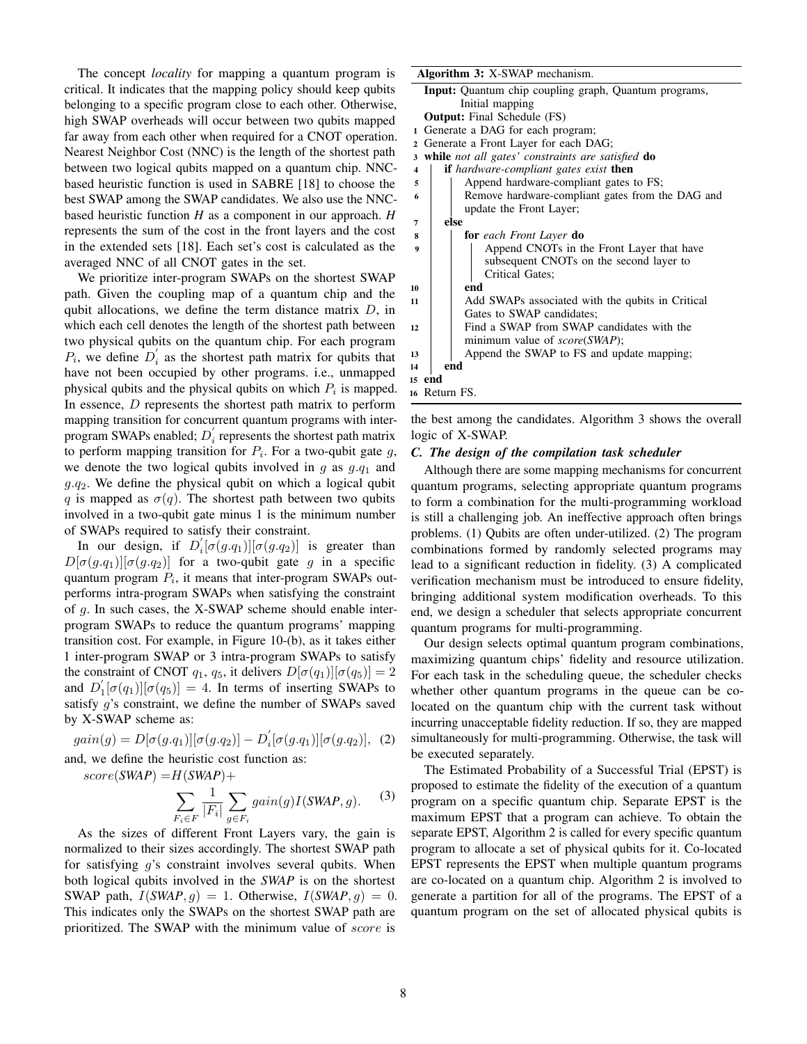The concept *locality* for mapping a quantum program is critical. It indicates that the mapping policy should keep qubits belonging to a specific program close to each other. Otherwise, high SWAP overheads will occur between two qubits mapped far away from each other when required for a CNOT operation. Nearest Neighbor Cost (NNC) is the length of the shortest path between two logical qubits mapped on a quantum chip. NNC-based heuristic function is used in SABRE [18] to choose the best SWAP among the SWAP candidates. We also use the NNC-based heuristic function *H* as a component in our approach. *H* represents the sum of the cost in the front layers and the cost in the extended sets [18]. Each set's cost is calculated as the averaged NNC of all CNOT gates in the set.

We prioritize inter-program SWAPs on the shortest SWAP path. Given the coupling map of a quantum chip and the qubit allocations, we define the term distance matrix $D$, in which each cell denotes the length of the shortest path between two physical qubits on the quantum chip. For each program $P_i$, we define $D_i^{'}$ as the shortest path matrix for qubits that have not been occupied by other programs. i.e., unmapped physical qubits and the physical qubits on which $P_i$ is mapped. In essence, $D$ represents the shortest path matrix to perform mapping transition for concurrent quantum programs with inter-program SWAPs enabled; $D_i^{'}$ represents the shortest path matrix to perform mapping transition for $P_i$. For a two-qubit gate $g$, we denote the two logical qubits involved in $g$ as $g.q_1$ and $g.q_2$. We define the physical qubit on which a logical qubit $q$ is mapped as $\sigma(q)$. The shortest path between two qubits involved in a two-qubit gate minus 1 is the minimum number of SWAPs required to satisfy their constraint.

In our design, if $D_i^{'}[\sigma(g.q_1)][\sigma(g.q_2)]$ is greater than $D[\sigma(g.q_1)][\sigma(g.q_2)]$ for a two-qubit gate $g$ in a specific quantum program $P_i$, it means that inter-program SWAPs outperforms intra-program SWAPs when satisfying the constraint of $g$. In such cases, the X-SWAP scheme should enable inter-program SWAPs to reduce the quantum programs' mapping transition cost. For example, in Figure 10-(b), as it takes either 1 inter-program SWAP or 3 intra-program SWAPs to satisfy the constraint of CNOT $q_1$, $q_5$, it delivers $D[\sigma(q_1)][\sigma(q_5)] = 2$ and $D_1^{'}[\sigma(q_1)][\sigma(q_5)] = 4$. In terms of inserting SWAPs to satisfy $g$'s constraint, we define the number of SWAPs saved by X-SWAP scheme as:

$$gain(g) = D[\sigma(g.q_1)][\sigma(g.q_2)] - D_i^{'}[\sigma(g.q_1)][\sigma(g.q_2)], \quad (2)$$

and, we define the heuristic cost function as:

$$score(\textit{SWAP}) = H(\textit{SWAP}) + \sum_{F_i \in F} \frac{1}{|F_i|} \sum_{g \in F_i} gain(g) I(\textit{SWAP}, g). \quad (3)$$

As the sizes of different Front Layers vary, the gain is normalized to their sizes accordingly. The shortest SWAP path for satisfying $g$'s constraint involves several qubits. When both logical qubits involved in the *SWAP* is on the shortest SWAP path, $I(\textit{SWAP}, g) = 1$. Otherwise, $I(\textit{SWAP}, g) = 0$. This indicates only the SWAPs on the shortest SWAP path are prioritized. The SWAP with the minimum value of $score$ is the best among the candidates. Algorithm 3 shows the overall logic of X-SWAP.

**Algorithm 3:** X-SWAP mechanism.

```
Input: Quantum chip coupling graph, Quantum programs,
       Initial mapping
Output: Final Schedule (FS)
1  Generate a DAG for each program;
2  Generate a Front Layer for each DAG;
3  while not all gates' constraints are satisfied do
4      if hardware-compliant gates exist then
5          Append hardware-compliant gates to FS;
6          Remove hardware-compliant gates from the DAG and
           update the Front Layer;
7      else
8          for each Front Layer do
9              Append CNOTs in the Front Layer that have
               subsequent CNOTs on the second layer to
               Critical Gates;
10         end
11         Add SWAPs associated with the qubits in Critical
           Gates to SWAP candidates;
12         Find a SWAP from SWAP candidates with the
           minimum value of score(SWAP);
13         Append the SWAP to FS and update mapping;
14     end
15 end
16 Return FS.
```

### C. The design of the compilation task scheduler

Although there are some mapping mechanisms for concurrent quantum programs, selecting appropriate quantum programs to form a combination for the multi-programming workload is still a challenging job. An ineffective approach often brings problems. (1) Qubits are often under-utilized. (2) The program combinations formed by randomly selected programs may lead to a significant reduction in fidelity. (3) A complicated verification mechanism must be introduced to ensure fidelity, bringing additional system modification overheads. To this end, we design a scheduler that selects appropriate concurrent quantum programs for multi-programming.

Our design selects optimal quantum program combinations, maximizing quantum chips' fidelity and resource utilization. For each task in the scheduling queue, the scheduler checks whether other quantum programs in the queue can be co-located on the quantum chip with the current task without incurring unacceptable fidelity reduction. If so, they are mapped simultaneously for multi-programming. Otherwise, the task will be executed separately.

The Estimated Probability of a Successful Trial (EPST) is proposed to estimate the fidelity of the execution of a quantum program on a specific quantum chip. Separate EPST is the maximum EPST that a program can achieve. To obtain the separate EPST, Algorithm 2 is called for every specific quantum program to allocate a set of physical qubits for it. Co-located EPST represents the EPST when multiple quantum programs are co-located on a quantum chip. Algorithm 2 is involved to generate a partition for all of the programs. The EPST of a quantum program on the set of allocated physical qubits is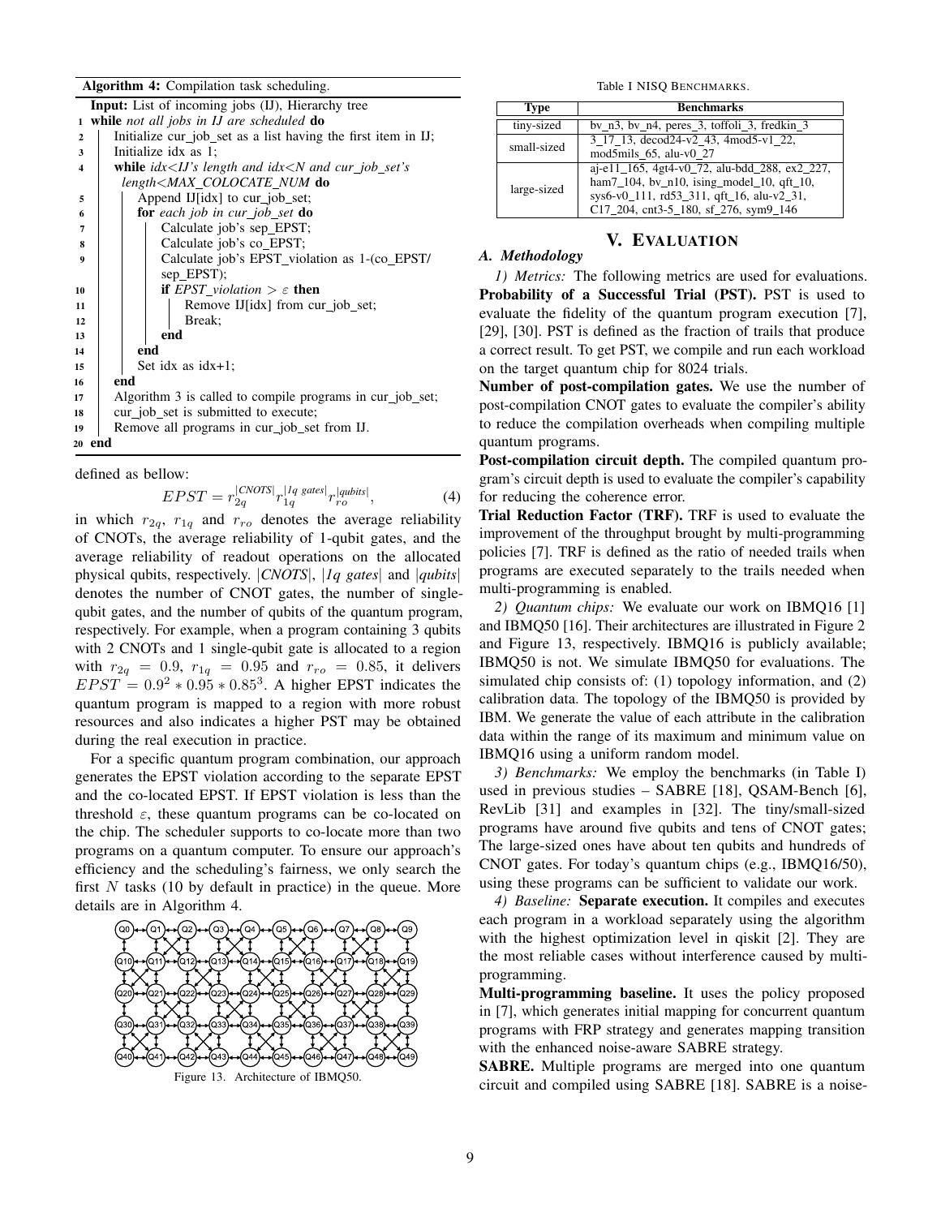**Algorithm 4:** Compilation task scheduling.

```
   Input: List of incoming jobs (IJ), Hierarchy tree
1  while not all jobs in IJ are scheduled do
2      Initialize cur_job_set as a list having the first item in IJ;
3      Initialize idx as 1;
4      while idx<IJ's length and idx<N and cur_job_set's
         length<MAX_COLOCATE_NUM do
5          Append IJ[idx] to cur_job_set;
6          for each job in cur_job_set do
7              Calculate job's sep_EPST;
8              Calculate job's co_EPST;
9              Calculate job's EPST_violation as 1-(co_EPST/
                 sep_EPST);
10             if EPST_violation > ε then
11                 Remove IJ[idx] from cur_job_set;
12                 Break;
13             end
14         end
15         Set idx as idx+1;
16     end
17     Algorithm 3 is called to compile programs in cur_job_set;
18     cur_job_set is submitted to execute;
19     Remove all programs in cur_job_set from IJ.
20 end
```

defined as bellow:

$$EPST = r_{2q}^{|CNOTS|} r_{1q}^{|1q\ gates|} r_{ro}^{|qubits|}, \tag{4}$$

in which $r_{2q}$, $r_{1q}$ and $r_{ro}$ denotes the average reliability of CNOTs, the average reliability of 1-qubit gates, and the average reliability of readout operations on the allocated physical qubits, respectively. $|CNOTS|$, $|1q\ gates|$ and $|qubits|$ denotes the number of CNOT gates, the number of single-qubit gates, and the number of qubits of the quantum program, respectively. For example, when a program containing 3 qubits with 2 CNOTs and 1 single-qubit gate is allocated to a region with $r_{2q} = 0.9$, $r_{1q} = 0.95$ and $r_{ro} = 0.85$, it delivers $EPST = 0.9^2 * 0.95 * 0.85^3$. A higher EPST indicates the quantum program is mapped to a region with more robust resources and also indicates a higher PST may be obtained during the real execution in practice.

For a specific quantum program combination, our approach generates the EPST violation according to the separate EPST and the co-located EPST. If EPST violation is less than the threshold $\varepsilon$, these quantum programs can be co-located on the chip. The scheduler supports to co-locate more than two programs on a quantum computer. To ensure our approach's efficiency and the scheduling's fairness, we only search the first $N$ tasks (10 by default in practice) in the queue. More details are in Algorithm 4.

Figure 13. Architecture of IBMQ50.

Table I NISQ BENCHMARKS.

| Type | Benchmarks |
|---|---|
| tiny-sized | bv_n3, bv_n4, peres_3, toffoli_3, fredkin_3 |
| small-sized | 3_17_13, decod24-v2_43, 4mod5-v1_22, mod5mils_65, alu-v0_27 |
| large-sized | aj-e11_165, 4gt4-v0_72, alu-bdd_288, ex2_227, ham7_104, bv_n10, ising_model_10, qft_10, sys6-v0_111, rd53_311, qft_16, alu-v2_31, C17_204, cnt3-5_180, sf_276, sym9_146 |

# V. Evaluation

## A. Methodology

*1) Metrics:* The following metrics are used for evaluations.

**Probability of a Successful Trial (PST).** PST is used to evaluate the fidelity of the quantum program execution [7], [29], [30]. PST is defined as the fraction of trails that produce a correct result. To get PST, we compile and run each workload on the target quantum chip for 8024 trials.

**Number of post-compilation gates.** We use the number of post-compilation CNOT gates to evaluate the compiler's ability to reduce the compilation overheads when compiling multiple quantum programs.

**Post-compilation circuit depth.** The compiled quantum program's circuit depth is used to evaluate the compiler's capability for reducing the coherence error.

**Trial Reduction Factor (TRF).** TRF is used to evaluate the improvement of the throughput brought by multi-programming policies [7]. TRF is defined as the ratio of needed trails when programs are executed separately to the trails needed when multi-programming is enabled.

*2) Quantum chips:* We evaluate our work on IBMQ16 [1] and IBMQ50 [16]. Their architectures are illustrated in Figure 2 and Figure 13, respectively. IBMQ16 is publicly available; IBMQ50 is not. We simulate IBMQ50 for evaluations. The simulated chip consists of: (1) topology information, and (2) calibration data. The topology of the IBMQ50 is provided by IBM. We generate the value of each attribute in the calibration data within the range of its maximum and minimum value on IBMQ16 using a uniform random model.

*3) Benchmarks:* We employ the benchmarks (in Table I) used in previous studies – SABRE [18], QSAM-Bench [6], RevLib [31] and examples in [32]. The tiny/small-sized programs have around five qubits and tens of CNOT gates; The large-sized ones have about ten qubits and hundreds of CNOT gates. For today's quantum chips (e.g., IBMQ16/50), using these programs can be sufficient to validate our work.

*4) Baseline:* **Separate execution.** It compiles and executes each program in a workload separately using the algorithm with the highest optimization level in qiskit [2]. They are the most reliable cases without interference caused by multi-programming.

**Multi-programming baseline.** It uses the policy proposed in [7], which generates initial mapping for concurrent quantum programs with FRP strategy and generates mapping transition with the enhanced noise-aware SABRE strategy.

**SABRE.** Multiple programs are merged into one quantum circuit and compiled using SABRE [18]. SABRE is a noise-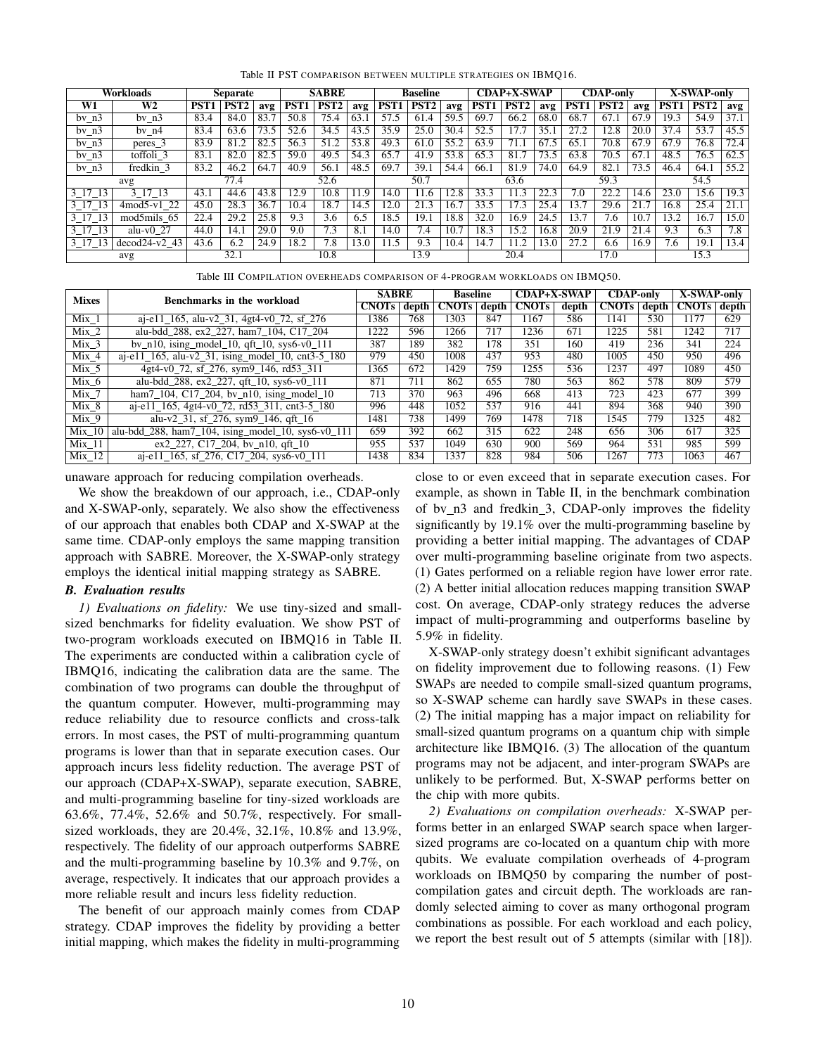Table II PST COMPARISON BETWEEN MULTIPLE STRATEGIES ON IBMQ16.

| Workloads | | Separate | | | SABRE | | | Baseline | | | CDAP+X-SWAP | | | CDAP-only | | | X-SWAP-only | | |
|---|---|---|---|---|---|---|---|---|---|---|---|---|---|---|---|---|---|---|---|
| W1 | W2 | PST1 | PST2 | avg | PST1 | PST2 | avg | PST1 | PST2 | avg | PST1 | PST2 | avg | PST1 | PST2 | avg | PST1 | PST2 | avg |
| bv_n3 | bv_n3 | 83.4 | 84.0 | 83.7 | 50.8 | 75.4 | 63.1 | 57.5 | 61.4 | 59.5 | 69.7 | 66.2 | 68.0 | 68.7 | 67.1 | 67.9 | 19.3 | 54.9 | 37.1 |
| bv_n3 | bv_n4 | 83.4 | 63.6 | 73.5 | 52.6 | 34.5 | 43.5 | 35.9 | 25.0 | 30.4 | 52.5 | 17.7 | 35.1 | 27.2 | 12.8 | 20.0 | 37.4 | 53.7 | 45.5 |
| bv_n3 | peres_3 | 83.9 | 81.2 | 82.5 | 56.3 | 51.2 | 53.8 | 49.3 | 61.0 | 55.2 | 63.9 | 71.1 | 67.5 | 65.1 | 70.8 | 67.9 | 67.9 | 76.8 | 72.4 |
| bv_n3 | toffoli_3 | 83.1 | 82.0 | 82.5 | 59.0 | 49.5 | 54.3 | 65.7 | 41.9 | 53.8 | 65.3 | 81.7 | 73.5 | 63.8 | 70.5 | 67.1 | 48.5 | 76.5 | 62.5 |
| bv_n3 | fredkin_3 | 83.2 | 46.2 | 64.7 | 40.9 | 56.1 | 48.5 | 69.7 | 39.1 | 54.4 | 66.1 | 81.9 | 74.0 | 64.9 | 82.1 | 73.5 | 46.4 | 64.1 | 55.2 |
| avg | | 77.4 | | | 52.6 | | | 50.7 | | | 63.6 | | | 59.3 | | | 54.5 | | |
| 3_17_13 | 3_17_13 | 43.1 | 44.6 | 43.8 | 12.9 | 10.8 | 11.9 | 14.0 | 11.6 | 12.8 | 33.3 | 11.3 | 22.3 | 7.0 | 22.2 | 14.6 | 23.0 | 15.6 | 19.3 |
| 3_17_13 | 4mod5-v1_22 | 45.0 | 28.3 | 36.7 | 10.4 | 18.7 | 14.5 | 12.0 | 21.3 | 16.7 | 33.5 | 17.3 | 25.4 | 13.7 | 29.6 | 21.7 | 16.8 | 25.4 | 21.1 |
| 3_17_13 | mod5mils_65 | 22.4 | 29.2 | 25.8 | 9.3 | 3.6 | 6.5 | 18.5 | 19.1 | 18.8 | 32.0 | 16.9 | 24.5 | 13.7 | 7.6 | 10.7 | 13.2 | 16.7 | 15.0 |
| 3_17_13 | alu-v0_27 | 44.0 | 14.1 | 29.0 | 9.0 | 7.3 | 8.1 | 14.0 | 7.4 | 10.7 | 18.3 | 15.2 | 16.8 | 20.9 | 21.9 | 21.4 | 9.3 | 6.3 | 7.8 |
| 3_17_13 | decod24-v2_43 | 43.6 | 6.2 | 24.9 | 18.2 | 7.8 | 13.0 | 11.5 | 9.3 | 10.4 | 14.7 | 11.2 | 13.0 | 27.2 | 6.6 | 16.9 | 7.6 | 19.1 | 13.4 |
| avg | | 32.1 | | | 10.8 | | | 13.9 | | | 20.4 | | | 17.0 | | | 15.3 | | |

Table III COMPILATION OVERHEADS COMPARISON OF 4-PROGRAM WORKLOADS ON IBMQ50.

| Mixes | Benchmarks in the workload | SABRE | | Baseline | | CDAP+X-SWAP | | CDAP-only | | X-SWAP-only | |
|---|---|---|---|---|---|---|---|---|---|---|---|
| | | CNOTs | depth | CNOTs | depth | CNOTs | depth | CNOTs | depth | CNOTs | depth |
| Mix_1 | aj-e11_165, alu-v2_31, 4gt4-v0_72, sf_276 | 1386 | 768 | 1303 | 847 | 1167 | 586 | 1141 | 530 | 1177 | 629 |
| Mix_2 | alu-bdd_288, ex2_227, ham7_104, C17_204 | 1222 | 596 | 1266 | 717 | 1236 | 671 | 1225 | 581 | 1242 | 717 |
| Mix_3 | bv_n10, ising_model_10, qft_10, sys6-v0_111 | 387 | 189 | 382 | 178 | 351 | 160 | 419 | 236 | 341 | 224 |
| Mix_4 | aj-e11_165, alu-v2_31, ising_model_10, cnt3-5_180 | 979 | 450 | 1008 | 437 | 953 | 480 | 1005 | 450 | 950 | 496 |
| Mix_5 | 4gt4-v0_72, sf_276, sym9_146, rd53_311 | 1365 | 672 | 1429 | 759 | 1255 | 536 | 1237 | 497 | 1089 | 450 |
| Mix_6 | alu-bdd_288, ex2_227, qft_10, sys6-v0_111 | 871 | 711 | 862 | 655 | 780 | 563 | 862 | 578 | 809 | 579 |
| Mix_7 | ham7_104, C17_204, bv_n10, ising_model_10 | 713 | 370 | 963 | 496 | 668 | 413 | 723 | 423 | 677 | 399 |
| Mix_8 | aj-e11_165, 4gt4-v0_72, rd53_311, cnt3-5_180 | 996 | 448 | 1052 | 537 | 916 | 441 | 894 | 368 | 940 | 390 |
| Mix_9 | alu-v2_31, sf_276, sym9_146, qft_16 | 1481 | 738 | 1499 | 769 | 1478 | 718 | 1545 | 779 | 1325 | 482 |
| Mix_10 | alu-bdd_288, ham7_104, ising_model_10, sys6-v0_111 | 659 | 392 | 662 | 315 | 622 | 248 | 656 | 306 | 617 | 325 |
| Mix_11 | ex2_227, C17_204, bv_n10, qft_10 | 955 | 537 | 1049 | 630 | 900 | 569 | 964 | 531 | 985 | 599 |
| Mix_12 | aj-e11_165, sf_276, C17_204, sys6-v0_111 | 1438 | 834 | 1337 | 828 | 984 | 506 | 1267 | 773 | 1063 | 467 |

unaware approach for reducing compilation overheads.

We show the breakdown of our approach, i.e., CDAP-only and X-SWAP-only, separately. We also show the effectiveness of our approach that enables both CDAP and X-SWAP at the same time. CDAP-only employs the same mapping transition approach with SABRE. Moreover, the X-SWAP-only strategy employs the identical initial mapping strategy as SABRE.

### *B. Evaluation results*

*1) Evaluations on fidelity:* We use tiny-sized and small-sized benchmarks for fidelity evaluation. We show PST of two-program workloads executed on IBMQ16 in Table II. The experiments are conducted within a calibration cycle of IBMQ16, indicating the calibration data are the same. The combination of two programs can double the throughput of the quantum computer. However, multi-programming may reduce reliability due to resource conflicts and cross-talk errors. In most cases, the PST of multi-programming quantum programs is lower than that in separate execution cases. Our approach incurs less fidelity reduction. The average PST of our approach (CDAP+X-SWAP), separate execution, SABRE, and multi-programming baseline for tiny-sized workloads are 63.6%, 77.4%, 52.6% and 50.7%, respectively. For small-sized workloads, they are 20.4%, 32.1%, 10.8% and 13.9%, respectively. The fidelity of our approach outperforms SABRE and the multi-programming baseline by 10.3% and 9.7%, on average, respectively. It indicates that our approach provides a more reliable result and incurs less fidelity reduction.

The benefit of our approach mainly comes from CDAP strategy. CDAP improves the fidelity by providing a better initial mapping, which makes the fidelity in multi-programming close to or even exceed that in separate execution cases. For example, as shown in Table II, in the benchmark combination of bv_n3 and fredkin_3, CDAP-only improves the fidelity significantly by 19.1% over the multi-programming baseline by providing a better initial mapping. The advantages of CDAP over multi-programming baseline originate from two aspects. (1) Gates performed on a reliable region have lower error rate. (2) A better initial allocation reduces mapping transition SWAP cost. On average, CDAP-only strategy reduces the adverse impact of multi-programming and outperforms baseline by 5.9% in fidelity.

X-SWAP-only strategy doesn't exhibit significant advantages on fidelity improvement due to following reasons. (1) Few SWAPs are needed to compile small-sized quantum programs, so X-SWAP scheme can hardly save SWAPs in these cases. (2) The initial mapping has a major impact on reliability for small-sized quantum programs on a quantum chip with simple architecture like IBMQ16. (3) The allocation of the quantum programs may not be adjacent, and inter-program SWAPs are unlikely to be performed. But, X-SWAP performs better on the chip with more qubits.

*2) Evaluations on compilation overheads:* X-SWAP performs better in an enlarged SWAP search space when larger-sized programs are co-located on a quantum chip with more qubits. We evaluate compilation overheads of 4-program workloads on IBMQ50 by comparing the number of post-compilation gates and circuit depth. The workloads are randomly selected aiming to cover as many orthogonal program combinations as possible. For each workload and each policy, we report the best result out of 5 attempts (similar with [18]).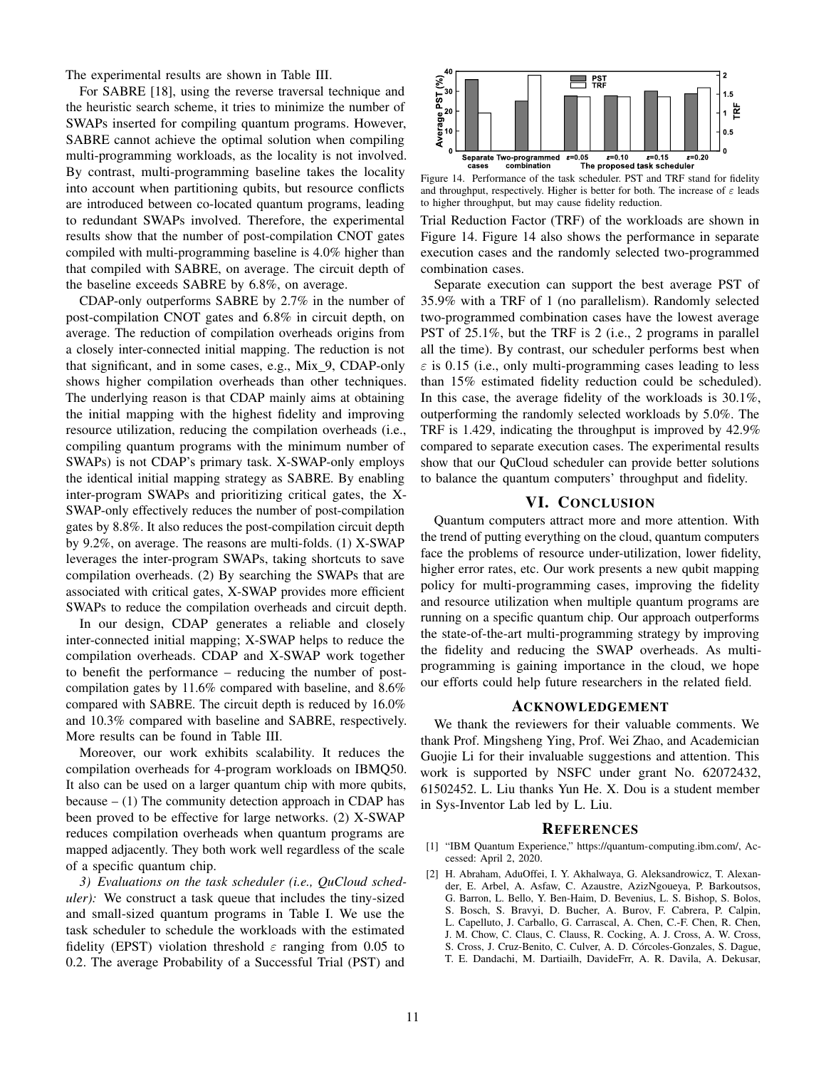The experimental results are shown in Table III.

For SABRE [18], using the reverse traversal technique and the heuristic search scheme, it tries to minimize the number of SWAPs inserted for compiling quantum programs. However, SABRE cannot achieve the optimal solution when compiling multi-programming workloads, as the locality is not involved. By contrast, multi-programming baseline takes the locality into account when partitioning qubits, but resource conflicts are introduced between co-located quantum programs, leading to redundant SWAPs involved. Therefore, the experimental results show that the number of post-compilation CNOT gates compiled with multi-programming baseline is 4.0% higher than that compiled with SABRE, on average. The circuit depth of the baseline exceeds SABRE by 6.8%, on average.

CDAP-only outperforms SABRE by 2.7% in the number of post-compilation CNOT gates and 6.8% in circuit depth, on average. The reduction of compilation overheads origins from a closely inter-connected initial mapping. The reduction is not that significant, and in some cases, e.g., Mix_9, CDAP-only shows higher compilation overheads than other techniques. The underlying reason is that CDAP mainly aims at obtaining the initial mapping with the highest fidelity and improving resource utilization, reducing the compilation overheads (i.e., compiling quantum programs with the minimum number of SWAPs) is not CDAP's primary task. X-SWAP-only employs the identical initial mapping strategy as SABRE. By enabling inter-program SWAPs and prioritizing critical gates, the X-SWAP-only effectively reduces the number of post-compilation gates by 8.8%. It also reduces the post-compilation circuit depth by 9.2%, on average. The reasons are multi-folds. (1) X-SWAP leverages the inter-program SWAPs, taking shortcuts to save compilation overheads. (2) By searching the SWAPs that are associated with critical gates, X-SWAP provides more efficient SWAPs to reduce the compilation overheads and circuit depth.

In our design, CDAP generates a reliable and closely inter-connected initial mapping; X-SWAP helps to reduce the compilation overheads. CDAP and X-SWAP work together to benefit the performance – reducing the number of post-compilation gates by 11.6% compared with baseline, and 8.6% compared with SABRE. The circuit depth is reduced by 16.0% and 10.3% compared with baseline and SABRE, respectively. More results can be found in Table III.

Moreover, our work exhibits scalability. It reduces the compilation overheads for 4-program workloads on IBMQ50. It also can be used on a larger quantum chip with more qubits, because – (1) The community detection approach in CDAP has been proved to be effective for large networks. (2) X-SWAP reduces compilation overheads when quantum programs are mapped adjacently. They both work well regardless of the scale of a specific quantum chip.

*3) Evaluations on the task scheduler (i.e., QuCloud scheduler):* We construct a task queue that includes the tiny-sized and small-sized quantum programs in Table I. We use the task scheduler to schedule the workloads with the estimated fidelity (EPST) violation threshold $\varepsilon$ ranging from 0.05 to 0.2. The average Probability of a Successful Trial (PST) and Trial Reduction Factor (TRF) of the workloads are shown in Figure 14. Figure 14 also shows the performance in separate execution cases and the randomly selected two-programmed combination cases.

Figure 14. Performance of the task scheduler. PST and TRF stand for fidelity and throughput, respectively. Higher is better for both. The increase of $\varepsilon$ leads to higher throughput, but may cause fidelity reduction.

Separate execution can support the best average PST of 35.9% with a TRF of 1 (no parallelism). Randomly selected two-programmed combination cases have the lowest average PST of 25.1%, but the TRF is 2 (i.e., 2 programs in parallel all the time). By contrast, our scheduler performs best when $\varepsilon$ is 0.15 (i.e., only multi-programming cases leading to less than 15% estimated fidelity reduction could be scheduled). In this case, the average fidelity of the workloads is 30.1%, outperforming the randomly selected workloads by 5.0%. The TRF is 1.429, indicating the throughput is improved by 42.9% compared to separate execution cases. The experimental results show that our QuCloud scheduler can provide better solutions to balance the quantum computers' throughput and fidelity.

## VI. Conclusion

Quantum computers attract more and more attention. With the trend of putting everything on the cloud, quantum computers face the problems of resource under-utilization, lower fidelity, higher error rates, etc. Our work presents a new qubit mapping policy for multi-programming cases, improving the fidelity and resource utilization when multiple quantum programs are running on a specific quantum chip. Our approach outperforms the state-of-the-art multi-programming strategy by improving the fidelity and reducing the SWAP overheads. As multi-programming is gaining importance in the cloud, we hope our efforts could help future researchers in the related field.

## Acknowledgement

We thank the reviewers for their valuable comments. We thank Prof. Mingsheng Ying, Prof. Wei Zhao, and Academician Guojie Li for their invaluable suggestions and attention. This work is supported by NSFC under grant No. 62072432, 61502452. L. Liu thanks Yun He. X. Dou is a student member in Sys-Inventor Lab led by L. Liu.

## References

[1] "IBM Quantum Experience," https://quantum-computing.ibm.com/, Accessed: April 2, 2020.

[2] H. Abraham, AduOffei, I. Y. Akhalwaya, G. Aleksandrowicz, T. Alexander, E. Arbel, A. Asfaw, C. Azaustre, AzizNgoueya, P. Barkoutsos, G. Barron, L. Bello, Y. Ben-Haim, D. Bevenius, L. S. Bishop, S. Bolos, S. Bosch, S. Bravyi, D. Bucher, A. Burov, F. Cabrera, P. Calpin, L. Capelluto, J. Carballo, G. Carrascal, A. Chen, C.-F. Chen, R. Chen, J. M. Chow, C. Claus, C. Clauss, R. Cocking, A. J. Cross, A. W. Cross, S. Cross, J. Cruz-Benito, C. Culver, A. D. Córcoles-Gonzales, S. Dague, T. E. Dandachi, M. Dartiailh, DavideFrr, A. R. Davila, A. Dekusar,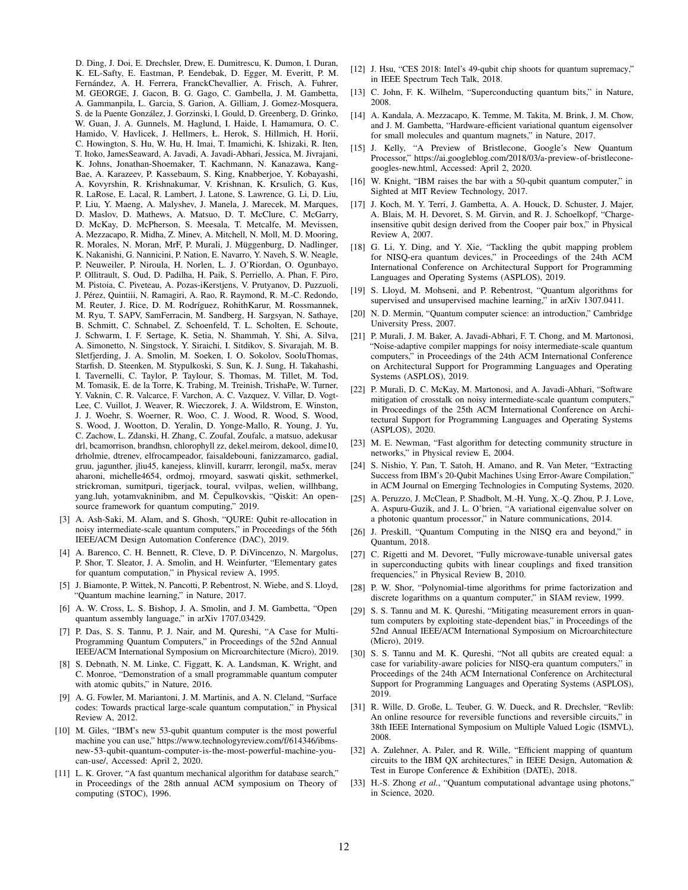D. Ding, J. Doi, E. Drechsler, Drew, E. Dumitrescu, K. Dumon, I. Duran, K. EL-Safty, E. Eastman, P. Eendebak, D. Egger, M. Everitt, P. M. Fernández, A. H. Ferrera, FranckChevallier, A. Frisch, A. Fuhrer, M. GEORGE, J. Gacon, B. G. Gago, C. Gambella, J. M. Gambetta, A. Gammanpila, L. Garcia, S. Garion, A. Gilliam, J. Gomez-Mosquera, S. de la Puente González, J. Gorzinski, I. Gould, D. Greenberg, D. Grinko, W. Guan, J. A. Gunnels, M. Haglund, I. Haide, I. Hamamura, O. C. Hamido, V. Havlicek, J. Hellmers, Ł. Herok, S. Hillmich, H. Horii, C. Howington, S. Hu, W. Hu, H. Imai, T. Imamichi, K. Ishizaki, R. Iten, T. Itoko, JamesSeaward, A. Javadi, A. Javadi-Abhari, Jessica, M. Jivrajani, K. Johns, Jonathan-Shoemaker, T. Kachmann, N. Kanazawa, Kang-Bae, A. Karazeev, P. Kassebaum, S. King, Knabberjoe, Y. Kobayashi, A. Kovyrshin, R. Krishnakumar, V. Krishnan, K. Krsulich, G. Kus, R. LaRose, E. Lacal, R. Lambert, J. Latone, S. Lawrence, G. Li, D. Liu, P. Liu, Y. Maeng, A. Malyshev, J. Manela, J. Marecek, M. Marques, D. Maslov, D. Mathews, A. Matsuo, D. T. McClure, C. McGarry, D. McKay, D. McPherson, S. Meesala, T. Metcalfe, M. Mevissen, A. Mezzacapo, R. Midha, Z. Minev, A. Mitchell, N. Moll, M. D. Mooring, R. Morales, N. Moran, MrF, P. Murali, J. Müggenburg, D. Nadlinger, K. Nakanishi, G. Nannicini, P. Nation, E. Navarro, Y. Naveh, S. W. Neagle, P. Neuweiler, P. Niroula, H. Norlen, L. J. O'Riordan, O. Ogunbayo, P. Ollitrault, S. Oud, D. Padilha, H. Paik, S. Perriello, A. Phan, F. Piro, M. Pistoia, C. Piveteau, A. Pozas-iKerstjens, V. Prutyanov, D. Puzzuoli, J. Pérez, Quintiii, N. Ramagiri, A. Rao, R. Raymond, R. M.-C. Redondo, M. Reuter, J. Rice, D. M. Rodríguez, RohithKarur, M. Rossmannek, M. Ryu, T. SAPV, SamFerracin, M. Sandberg, H. Sargsyan, N. Sathaye, B. Schmitt, C. Schnabel, Z. Schoenfeld, T. L. Scholten, E. Schoute, J. Schwarm, I. F. Sertage, K. Setia, N. Shammah, Y. Shi, A. Silva, A. Simonetto, N. Singstock, Y. Siraichi, I. Sitdikov, S. Sivarajah, M. B. Sletfjerding, J. A. Smolin, M. Soeken, I. O. Sokolov, SooluThomas, Starfish, D. Steenken, M. Stypulkoski, S. Sun, K. J. Sung, H. Takahashi, I. Tavernelli, C. Taylor, P. Taylour, S. Thomas, M. Tillet, M. Tod, M. Tomasik, E. de la Torre, K. Trabing, M. Treinish, TrishaPe, W. Turner, Y. Vaknin, C. R. Valcarce, F. Varchon, A. C. Vazquez, V. Villar, D. Vogt-Lee, C. Vuillot, J. Weaver, R. Wieczorek, J. A. Wildstrom, E. Winston, J. J. Woehr, S. Woerner, R. Woo, C. J. Wood, R. Wood, S. Wood, S. Wood, J. Wootton, D. Yeralin, D. Yonge-Mallo, R. Young, J. Yu, C. Zachow, L. Zdanski, H. Zhang, C. Zoufal, Zoufalc, a matsuo, adekusar drl, bcamorrison, brandhsn, chlorophyll zz, dekel.meirom, dekool, dime10, drholmie, dtrenev, elfrocampeador, faisaldebouni, fanizzamarco, gadial, gruu, jagunther, jliu45, kanejess, klinvill, kurarrr, lerongil, ma5x, merav aharoni, michelle4654, ordmoj, rmoyard, saswati qiskit, sethmerkel, strickroman, sumitpuri, tigerjack, toural, vvilpas, welien, willhbang, yang.luh, yotamvakninibm, and M. Čepulkovskis, "Qiskit: An open-source framework for quantum computing," 2019.

[3] A. Ash-Saki, M. Alam, and S. Ghosh, "QURE: Qubit re-allocation in noisy intermediate-scale quantum computers," in Proceedings of the 56th IEEE/ACM Design Automation Conference (DAC), 2019.

[4] A. Barenco, C. H. Bennett, R. Cleve, D. P. DiVincenzo, N. Margolus, P. Shor, T. Sleator, J. A. Smolin, and H. Weinfurter, "Elementary gates for quantum computation," in Physical review A, 1995.

[5] J. Biamonte, P. Wittek, N. Pancotti, P. Rebentrost, N. Wiebe, and S. Lloyd, "Quantum machine learning," in Nature, 2017.

[6] A. W. Cross, L. S. Bishop, J. A. Smolin, and J. M. Gambetta, "Open quantum assembly language," in arXiv 1707.03429.

[7] P. Das, S. S. Tannu, P. J. Nair, and M. Qureshi, "A Case for Multi-Programming Quantum Computers," in Proceedings of the 52nd Annual IEEE/ACM International Symposium on Microarchitecture (Micro), 2019.

[8] S. Debnath, N. M. Linke, C. Figgatt, K. A. Landsman, K. Wright, and C. Monroe, "Demonstration of a small programmable quantum computer with atomic qubits," in Nature, 2016.

[9] A. G. Fowler, M. Mariantoni, J. M. Martinis, and A. N. Cleland, "Surface codes: Towards practical large-scale quantum computation," in Physical Review A, 2012.

[10] M. Giles, "IBM's new 53-qubit quantum computer is the most powerful machine you can use," https://www.technologyreview.com/f/614346/ibms-new-53-qubit-quantum-computer-is-the-most-powerful-machine-you-can-use/, Accessed: April 2, 2020.

[11] L. K. Grover, "A fast quantum mechanical algorithm for database search," in Proceedings of the 28th annual ACM symposium on Theory of computing (STOC), 1996.

[12] J. Hsu, "CES 2018: Intel's 49-qubit chip shoots for quantum supremacy," in IEEE Spectrum Tech Talk, 2018.

[13] C. John, F. K. Wilhelm, "Superconducting quantum bits," in Nature, 2008.

[14] A. Kandala, A. Mezzacapo, K. Temme, M. Takita, M. Brink, J. M. Chow, and J. M. Gambetta, "Hardware-efficient variational quantum eigensolver for small molecules and quantum magnets," in Nature, 2017.

[15] J. Kelly, "A Preview of Bristlecone, Google's New Quantum Processor," https://ai.googleblog.com/2018/03/a-preview-of-bristlecone-googles-new.html, Accessed: April 2, 2020.

[16] W. Knight, "IBM raises the bar with a 50-qubit quantum computer," in Sighted at MIT Review Technology, 2017.

[17] J. Koch, M. Y. Terri, J. Gambetta, A. A. Houck, D. Schuster, J. Majer, A. Blais, M. H. Devoret, S. M. Girvin, and R. J. Schoelkopf, "Charge-insensitive qubit design derived from the Cooper pair box," in Physical Review A, 2007.

[18] G. Li, Y. Ding, and Y. Xie, "Tackling the qubit mapping problem for NISQ-era quantum devices," in Proceedings of the 24th ACM International Conference on Architectural Support for Programming Languages and Operating Systems (ASPLOS), 2019.

[19] S. Lloyd, M. Mohseni, and P. Rebentrost, "Quantum algorithms for supervised and unsupervised machine learning," in arXiv 1307.0411.

[20] N. D. Mermin, "Quantum computer science: an introduction," Cambridge University Press, 2007.

[21] P. Murali, J. M. Baker, A. Javadi-Abhari, F. T. Chong, and M. Martonosi, "Noise-adaptive compiler mappings for noisy intermediate-scale quantum computers," in Proceedings of the 24th ACM International Conference on Architectural Support for Programming Languages and Operating Systems (ASPLOS), 2019.

[22] P. Murali, D. C. McKay, M. Martonosi, and A. Javadi-Abhari, "Software mitigation of crosstalk on noisy intermediate-scale quantum computers," in Proceedings of the 25th ACM International Conference on Architectural Support for Programming Languages and Operating Systems (ASPLOS), 2020.

[23] M. E. Newman, "Fast algorithm for detecting community structure in networks," in Physical review E, 2004.

[24] S. Nishio, Y. Pan, T. Satoh, H. Amano, and R. Van Meter, "Extracting Success from IBM's 20-Qubit Machines Using Error-Aware Compilation," in ACM Journal on Emerging Technologies in Computing Systems, 2020.

[25] A. Peruzzo, J. McClean, P. Shadbolt, M.-H. Yung, X.-Q. Zhou, P. J. Love, A. Aspuru-Guzik, and J. L. O'brien, "A variational eigenvalue solver on a photonic quantum processor," in Nature communications, 2014.

[26] J. Preskill, "Quantum Computing in the NISQ era and beyond," in Quantum, 2018.

[27] C. Rigetti and M. Devoret, "Fully microwave-tunable universal gates in superconducting qubits with linear couplings and fixed transition frequencies," in Physical Review B, 2010.

[28] P. W. Shor, "Polynomial-time algorithms for prime factorization and discrete logarithms on a quantum computer," in SIAM review, 1999.

[29] S. S. Tannu and M. K. Qureshi, "Mitigating measurement errors in quantum computers by exploiting state-dependent bias," in Proceedings of the 52nd Annual IEEE/ACM International Symposium on Microarchitecture (Micro), 2019.

[30] S. S. Tannu and M. K. Qureshi, "Not all qubits are created equal: a case for variability-aware policies for NISQ-era quantum computers," in Proceedings of the 24th ACM International Conference on Architectural Support for Programming Languages and Operating Systems (ASPLOS), 2019.

[31] R. Wille, D. Große, L. Teuber, G. W. Dueck, and R. Drechsler, "Revlib: An online resource for reversible functions and reversible circuits," in 38th IEEE International Symposium on Multiple Valued Logic (ISMVL), 2008.

[32] A. Zulehner, A. Paler, and R. Wille, "Efficient mapping of quantum circuits to the IBM QX architectures," in IEEE Design, Automation & Test in Europe Conference & Exhibition (DATE), 2018.

[33] H.-S. Zhong *et al.*, "Quantum computational advantage using photons," in Science, 2020.